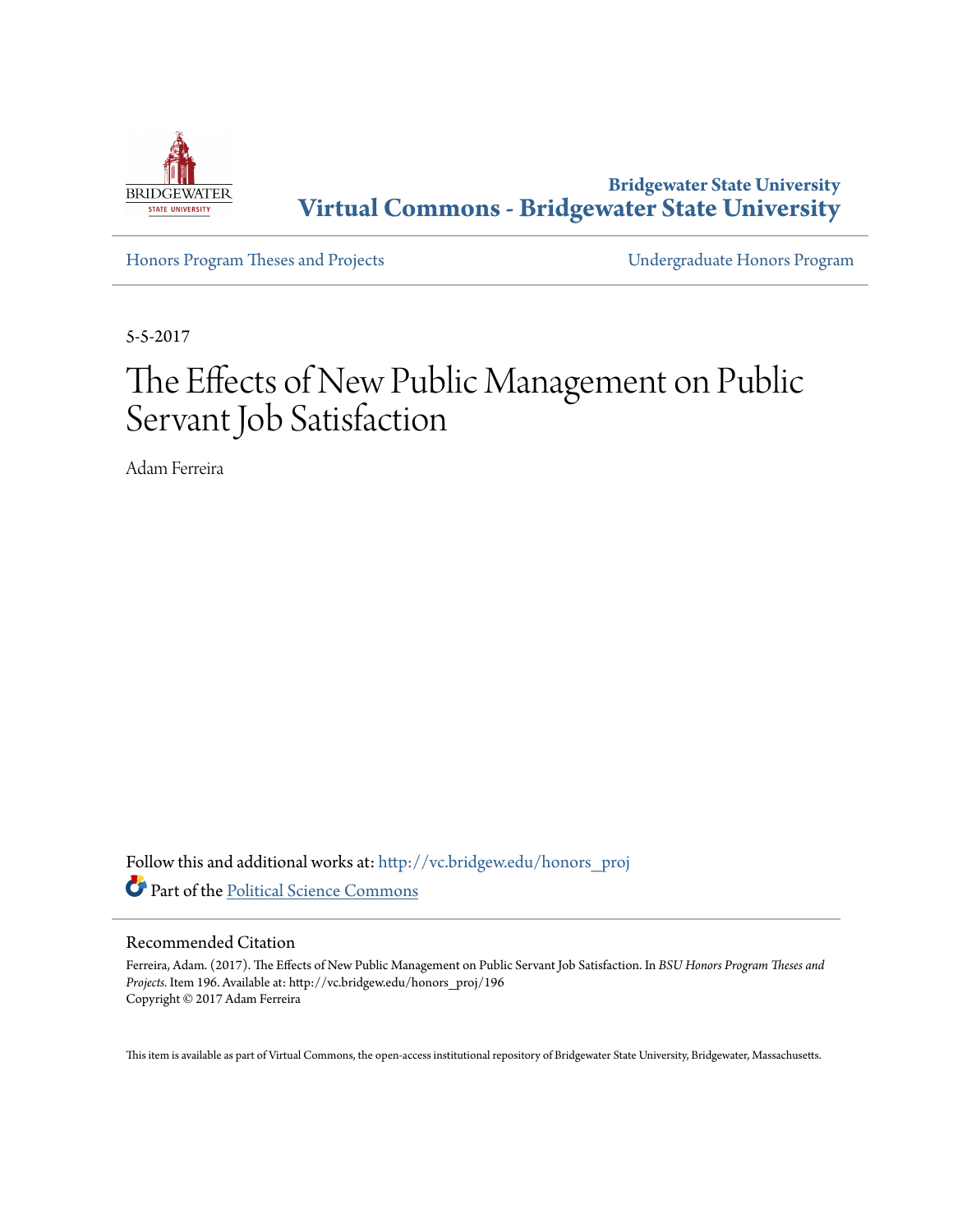Bridgewater State University

# Virtual Commons - Bridgewater State University

Honors Program Theses and Projects

Undergraduate Honors Program

5-5-2017

# The Effects of New Public Management on Public Servant Job Satisfaction

Adam Ferreira

Follow this and additional works at: http://vc.bridgew.edu/honors_proj

Part of the Political Science Commons

## Recommended Citation

Ferreira, Adam. (2017). The Effects of New Public Management on Public Servant Job Satisfaction. In *BSU Honors Program Theses and Projects.* Item 196. Available at: http://vc.bridgew.edu/honors_proj/196
Copyright © 2017 Adam Ferreira

This item is available as part of Virtual Commons, the open-access institutional repository of Bridgewater State University, Bridgewater, Massachusetts.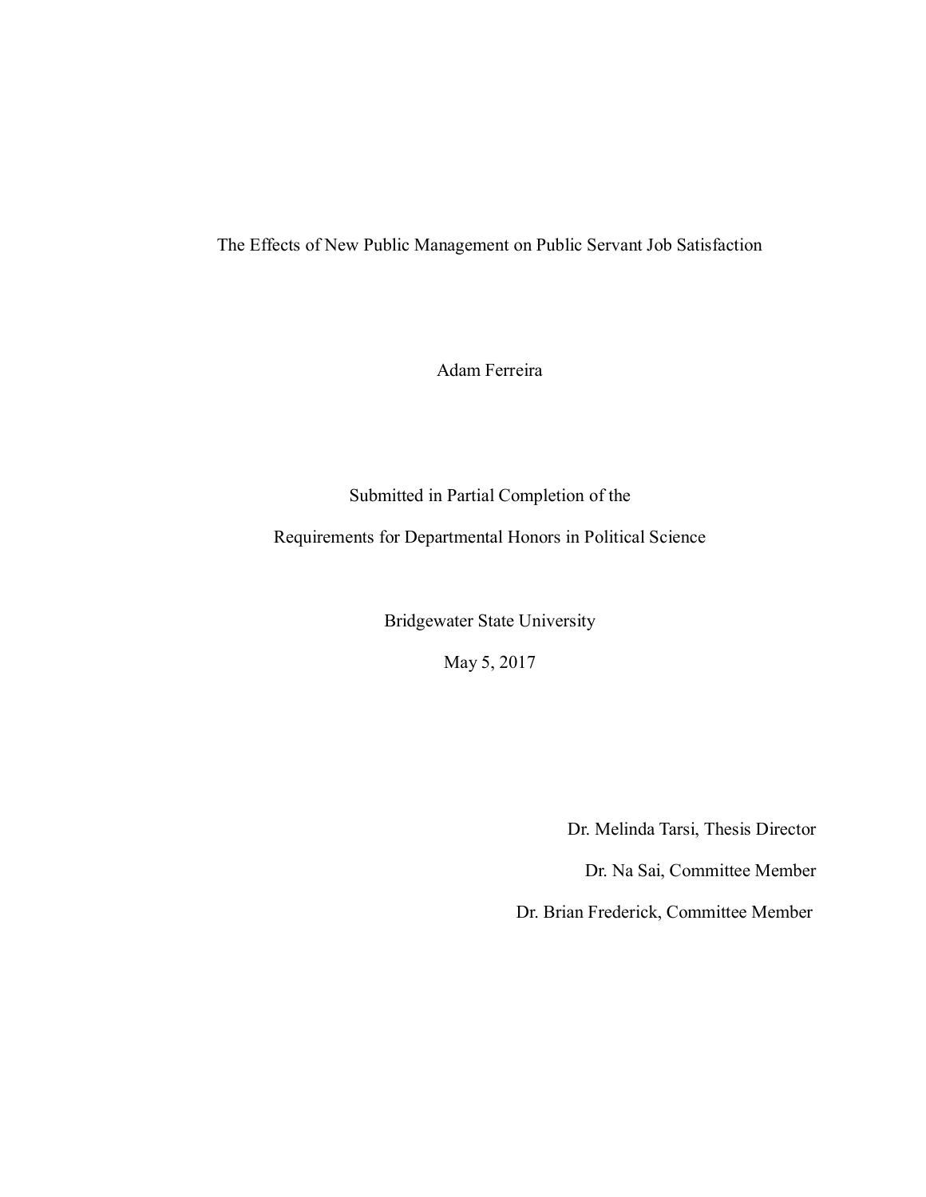# The Effects of New Public Management on Public Servant Job Satisfaction

Adam Ferreira

Submitted in Partial Completion of the

Requirements for Departmental Honors in Political Science

Bridgewater State University

May 5, 2017

Dr. Melinda Tarsi, Thesis Director

Dr. Na Sai, Committee Member

Dr. Brian Frederick, Committee Member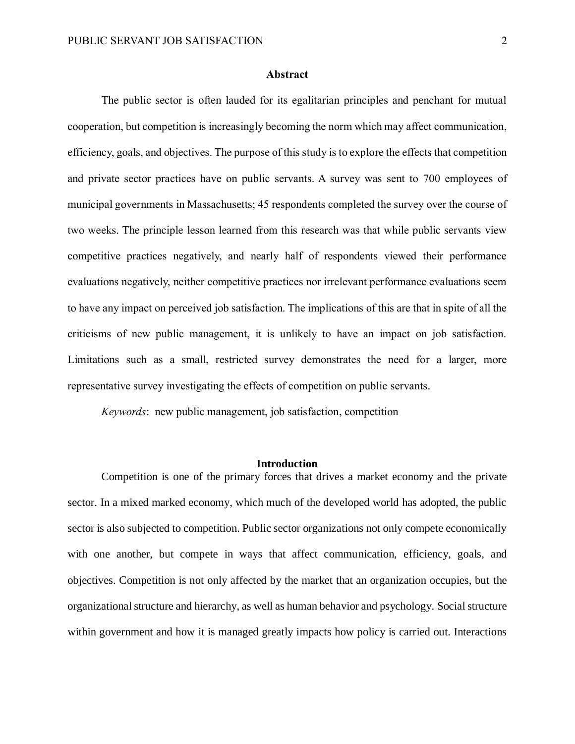## Abstract

The public sector is often lauded for its egalitarian principles and penchant for mutual cooperation, but competition is increasingly becoming the norm which may affect communication, efficiency, goals, and objectives. The purpose of this study is to explore the effects that competition and private sector practices have on public servants. A survey was sent to 700 employees of municipal governments in Massachusetts; 45 respondents completed the survey over the course of two weeks. The principle lesson learned from this research was that while public servants view competitive practices negatively, and nearly half of respondents viewed their performance evaluations negatively, neither competitive practices nor irrelevant performance evaluations seem to have any impact on perceived job satisfaction. The implications of this are that in spite of all the criticisms of new public management, it is unlikely to have an impact on job satisfaction. Limitations such as a small, restricted survey demonstrates the need for a larger, more representative survey investigating the effects of competition on public servants.

*Keywords*: new public management, job satisfaction, competition

## Introduction

Competition is one of the primary forces that drives a market economy and the private sector. In a mixed marked economy, which much of the developed world has adopted, the public sector is also subjected to competition. Public sector organizations not only compete economically with one another, but compete in ways that affect communication, efficiency, goals, and objectives. Competition is not only affected by the market that an organization occupies, but the organizational structure and hierarchy, as well as human behavior and psychology. Social structure within government and how it is managed greatly impacts how policy is carried out. Interactions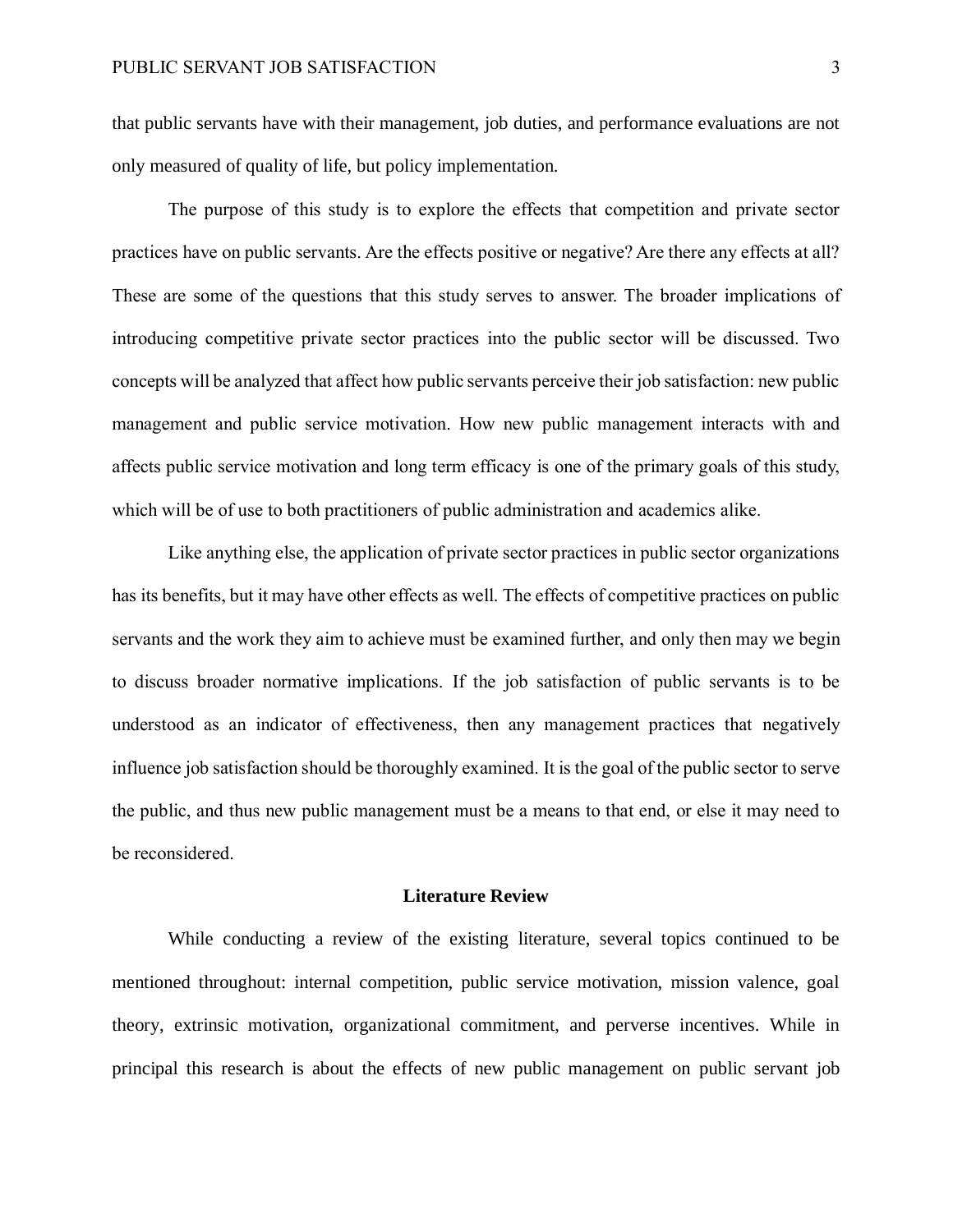that public servants have with their management, job duties, and performance evaluations are not only measured of quality of life, but policy implementation.

The purpose of this study is to explore the effects that competition and private sector practices have on public servants. Are the effects positive or negative? Are there any effects at all? These are some of the questions that this study serves to answer. The broader implications of introducing competitive private sector practices into the public sector will be discussed. Two concepts will be analyzed that affect how public servants perceive their job satisfaction: new public management and public service motivation. How new public management interacts with and affects public service motivation and long term efficacy is one of the primary goals of this study, which will be of use to both practitioners of public administration and academics alike.

Like anything else, the application of private sector practices in public sector organizations has its benefits, but it may have other effects as well. The effects of competitive practices on public servants and the work they aim to achieve must be examined further, and only then may we begin to discuss broader normative implications. If the job satisfaction of public servants is to be understood as an indicator of effectiveness, then any management practices that negatively influence job satisfaction should be thoroughly examined. It is the goal of the public sector to serve the public, and thus new public management must be a means to that end, or else it may need to be reconsidered.

## Literature Review

While conducting a review of the existing literature, several topics continued to be mentioned throughout: internal competition, public service motivation, mission valence, goal theory, extrinsic motivation, organizational commitment, and perverse incentives. While in principal this research is about the effects of new public management on public servant job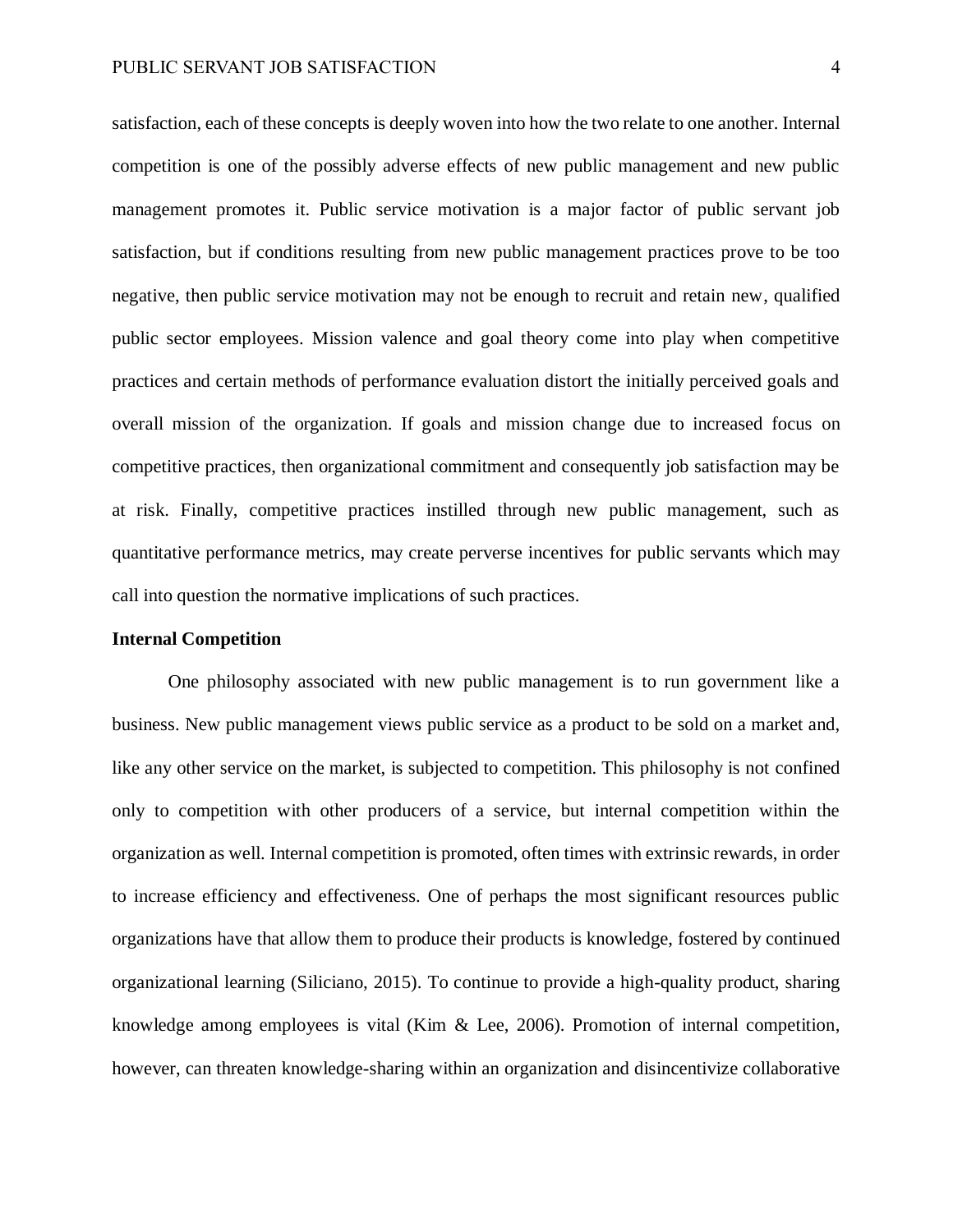satisfaction, each of these concepts is deeply woven into how the two relate to one another. Internal competition is one of the possibly adverse effects of new public management and new public management promotes it. Public service motivation is a major factor of public servant job satisfaction, but if conditions resulting from new public management practices prove to be too negative, then public service motivation may not be enough to recruit and retain new, qualified public sector employees. Mission valence and goal theory come into play when competitive practices and certain methods of performance evaluation distort the initially perceived goals and overall mission of the organization. If goals and mission change due to increased focus on competitive practices, then organizational commitment and consequently job satisfaction may be at risk. Finally, competitive practices instilled through new public management, such as quantitative performance metrics, may create perverse incentives for public servants which may call into question the normative implications of such practices.

**Internal Competition**

One philosophy associated with new public management is to run government like a business. New public management views public service as a product to be sold on a market and, like any other service on the market, is subjected to competition. This philosophy is not confined only to competition with other producers of a service, but internal competition within the organization as well. Internal competition is promoted, often times with extrinsic rewards, in order to increase efficiency and effectiveness. One of perhaps the most significant resources public organizations have that allow them to produce their products is knowledge, fostered by continued organizational learning (Siliciano, 2015). To continue to provide a high-quality product, sharing knowledge among employees is vital (Kim & Lee, 2006). Promotion of internal competition, however, can threaten knowledge-sharing within an organization and disincentivize collaborative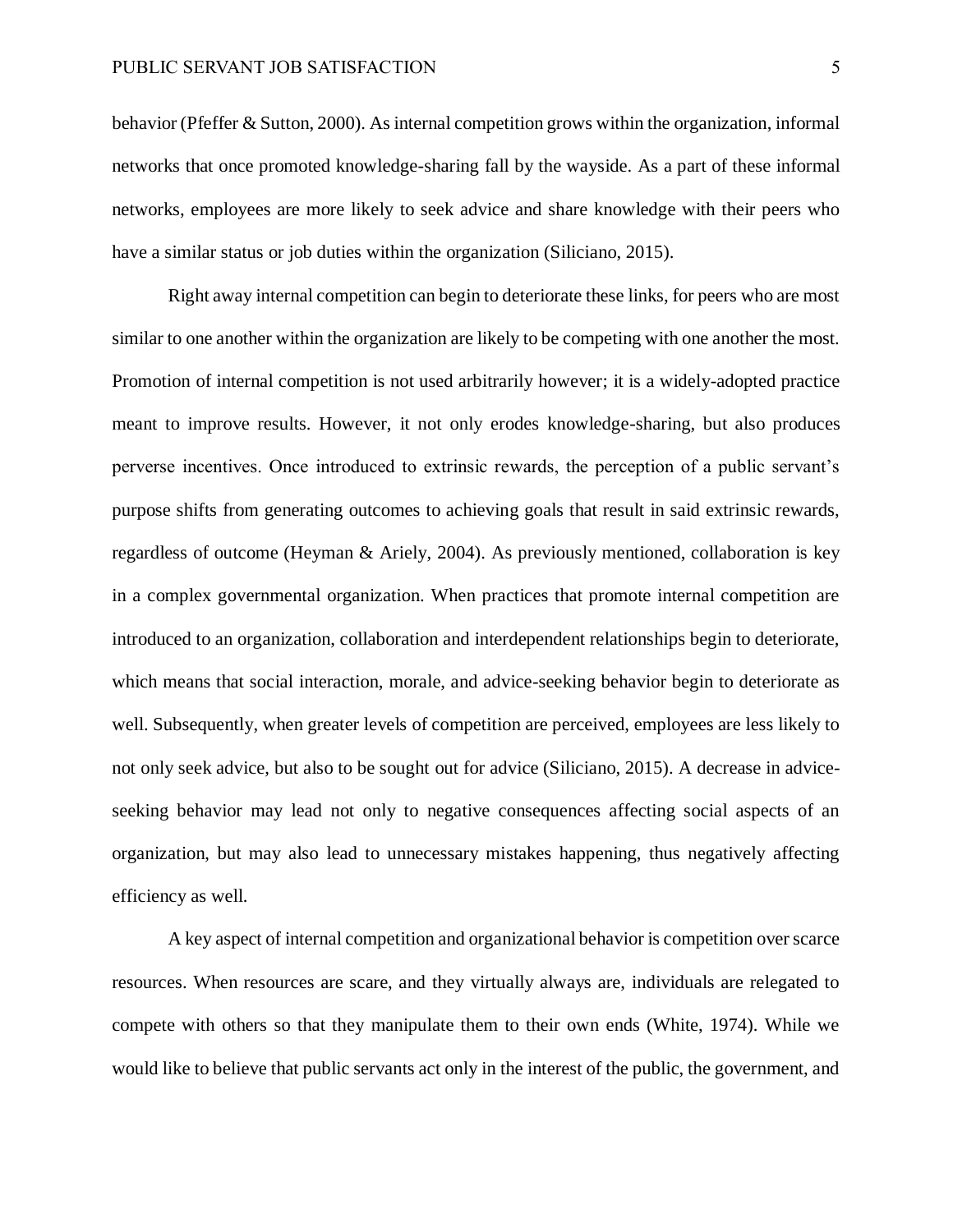behavior (Pfeffer & Sutton, 2000). As internal competition grows within the organization, informal networks that once promoted knowledge-sharing fall by the wayside. As a part of these informal networks, employees are more likely to seek advice and share knowledge with their peers who have a similar status or job duties within the organization (Siliciano, 2015).

Right away internal competition can begin to deteriorate these links, for peers who are most similar to one another within the organization are likely to be competing with one another the most. Promotion of internal competition is not used arbitrarily however; it is a widely-adopted practice meant to improve results. However, it not only erodes knowledge-sharing, but also produces perverse incentives. Once introduced to extrinsic rewards, the perception of a public servant's purpose shifts from generating outcomes to achieving goals that result in said extrinsic rewards, regardless of outcome (Heyman & Ariely, 2004). As previously mentioned, collaboration is key in a complex governmental organization. When practices that promote internal competition are introduced to an organization, collaboration and interdependent relationships begin to deteriorate, which means that social interaction, morale, and advice-seeking behavior begin to deteriorate as well. Subsequently, when greater levels of competition are perceived, employees are less likely to not only seek advice, but also to be sought out for advice (Siliciano, 2015). A decrease in advice-seeking behavior may lead not only to negative consequences affecting social aspects of an organization, but may also lead to unnecessary mistakes happening, thus negatively affecting efficiency as well.

A key aspect of internal competition and organizational behavior is competition over scarce resources. When resources are scare, and they virtually always are, individuals are relegated to compete with others so that they manipulate them to their own ends (White, 1974). While we would like to believe that public servants act only in the interest of the public, the government, and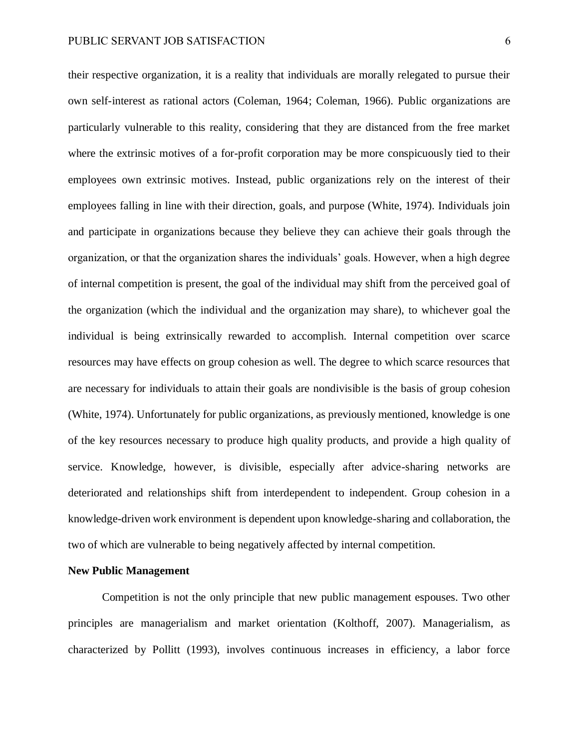their respective organization, it is a reality that individuals are morally relegated to pursue their own self-interest as rational actors (Coleman, 1964; Coleman, 1966). Public organizations are particularly vulnerable to this reality, considering that they are distanced from the free market where the extrinsic motives of a for-profit corporation may be more conspicuously tied to their employees own extrinsic motives. Instead, public organizations rely on the interest of their employees falling in line with their direction, goals, and purpose (White, 1974). Individuals join and participate in organizations because they believe they can achieve their goals through the organization, or that the organization shares the individuals' goals. However, when a high degree of internal competition is present, the goal of the individual may shift from the perceived goal of the organization (which the individual and the organization may share), to whichever goal the individual is being extrinsically rewarded to accomplish. Internal competition over scarce resources may have effects on group cohesion as well. The degree to which scarce resources that are necessary for individuals to attain their goals are nondivisible is the basis of group cohesion (White, 1974). Unfortunately for public organizations, as previously mentioned, knowledge is one of the key resources necessary to produce high quality products, and provide a high quality of service. Knowledge, however, is divisible, especially after advice-sharing networks are deteriorated and relationships shift from interdependent to independent. Group cohesion in a knowledge-driven work environment is dependent upon knowledge-sharing and collaboration, the two of which are vulnerable to being negatively affected by internal competition.

**New Public Management**

Competition is not the only principle that new public management espouses. Two other principles are managerialism and market orientation (Kolthoff, 2007). Managerialism, as characterized by Pollitt (1993), involves continuous increases in efficiency, a labor force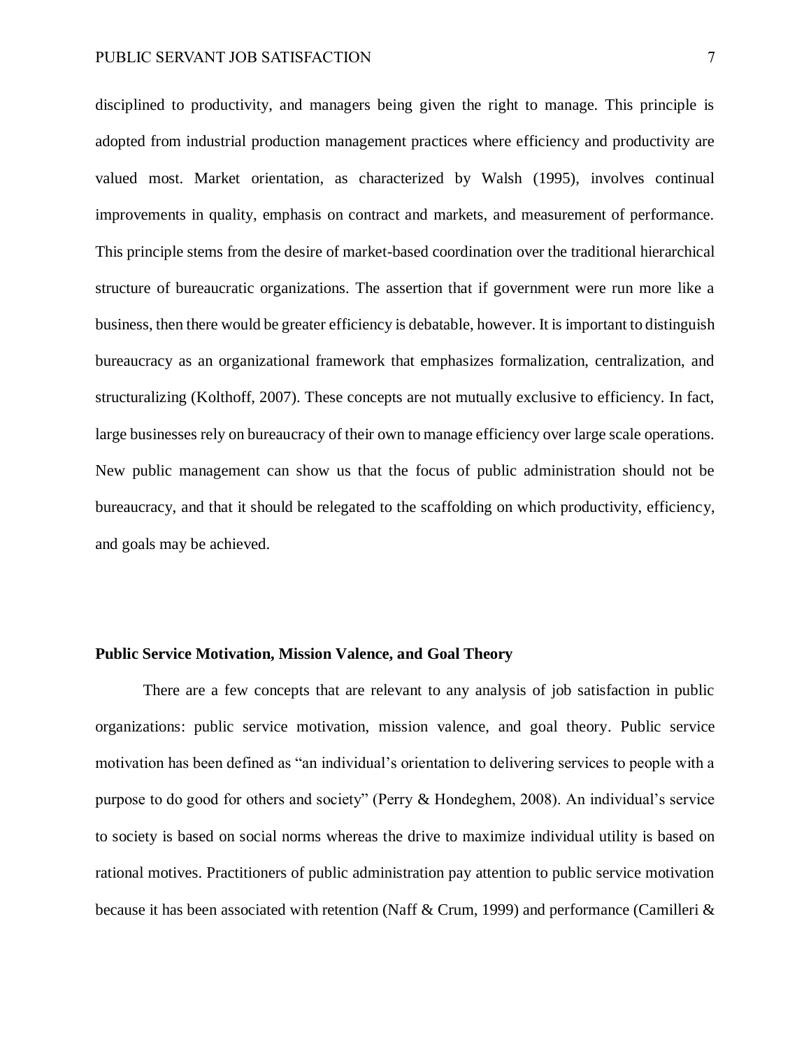disciplined to productivity, and managers being given the right to manage. This principle is adopted from industrial production management practices where efficiency and productivity are valued most. Market orientation, as characterized by Walsh (1995), involves continual improvements in quality, emphasis on contract and markets, and measurement of performance. This principle stems from the desire of market-based coordination over the traditional hierarchical structure of bureaucratic organizations. The assertion that if government were run more like a business, then there would be greater efficiency is debatable, however. It is important to distinguish bureaucracy as an organizational framework that emphasizes formalization, centralization, and structuralizing (Kolthoff, 2007). These concepts are not mutually exclusive to efficiency. In fact, large businesses rely on bureaucracy of their own to manage efficiency over large scale operations. New public management can show us that the focus of public administration should not be bureaucracy, and that it should be relegated to the scaffolding on which productivity, efficiency, and goals may be achieved.

## Public Service Motivation, Mission Valence, and Goal Theory

There are a few concepts that are relevant to any analysis of job satisfaction in public organizations: public service motivation, mission valence, and goal theory. Public service motivation has been defined as "an individual's orientation to delivering services to people with a purpose to do good for others and society" (Perry & Hondeghem, 2008). An individual's service to society is based on social norms whereas the drive to maximize individual utility is based on rational motives. Practitioners of public administration pay attention to public service motivation because it has been associated with retention (Naff & Crum, 1999) and performance (Camilleri &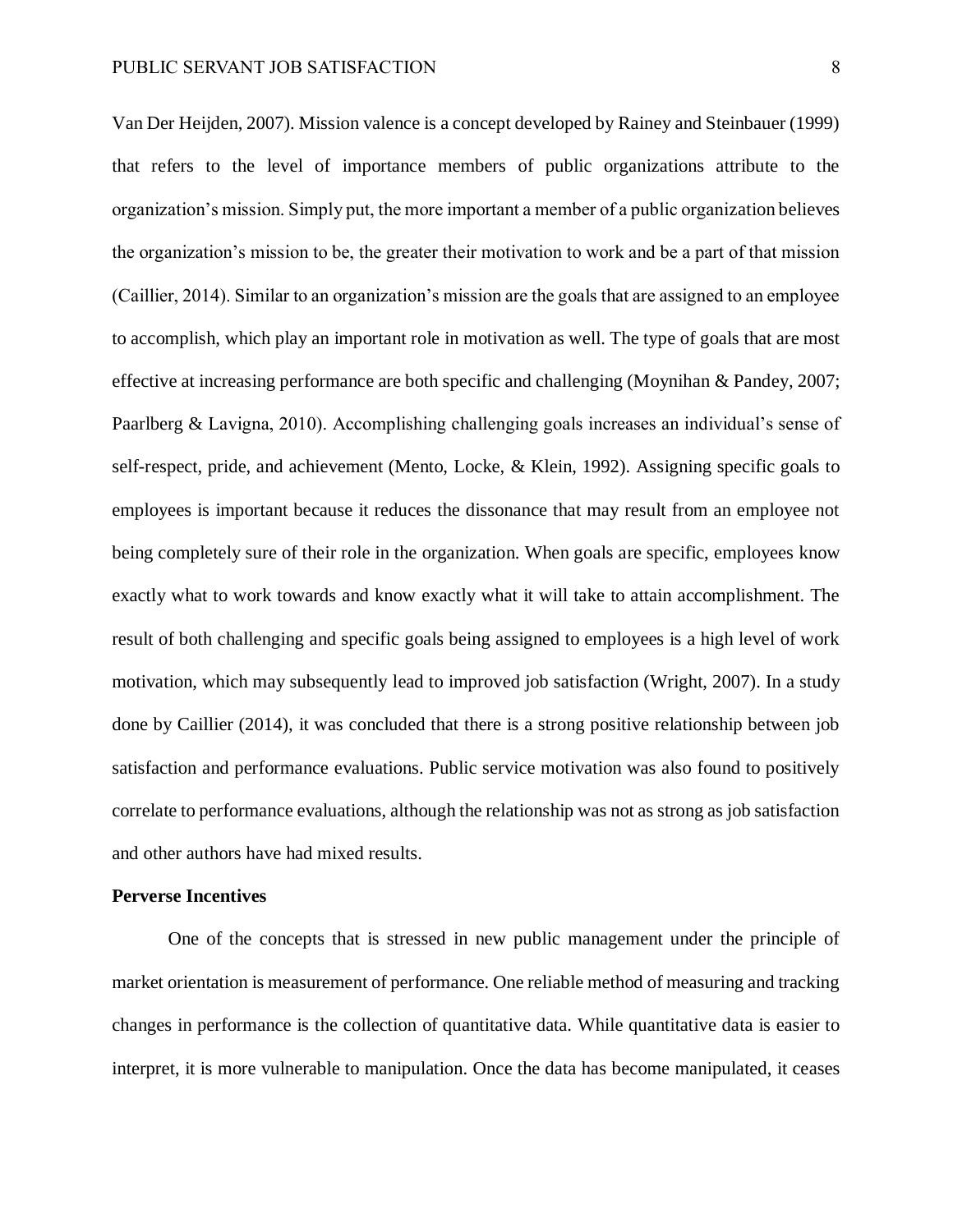Van Der Heijden, 2007). Mission valence is a concept developed by Rainey and Steinbauer (1999) that refers to the level of importance members of public organizations attribute to the organization's mission. Simply put, the more important a member of a public organization believes the organization's mission to be, the greater their motivation to work and be a part of that mission (Caillier, 2014). Similar to an organization's mission are the goals that are assigned to an employee to accomplish, which play an important role in motivation as well. The type of goals that are most effective at increasing performance are both specific and challenging (Moynihan & Pandey, 2007; Paarlberg & Lavigna, 2010). Accomplishing challenging goals increases an individual's sense of self-respect, pride, and achievement (Mento, Locke, & Klein, 1992). Assigning specific goals to employees is important because it reduces the dissonance that may result from an employee not being completely sure of their role in the organization. When goals are specific, employees know exactly what to work towards and know exactly what it will take to attain accomplishment. The result of both challenging and specific goals being assigned to employees is a high level of work motivation, which may subsequently lead to improved job satisfaction (Wright, 2007). In a study done by Caillier (2014), it was concluded that there is a strong positive relationship between job satisfaction and performance evaluations. Public service motivation was also found to positively correlate to performance evaluations, although the relationship was not as strong as job satisfaction and other authors have had mixed results.

**Perverse Incentives**

One of the concepts that is stressed in new public management under the principle of market orientation is measurement of performance. One reliable method of measuring and tracking changes in performance is the collection of quantitative data. While quantitative data is easier to interpret, it is more vulnerable to manipulation. Once the data has become manipulated, it ceases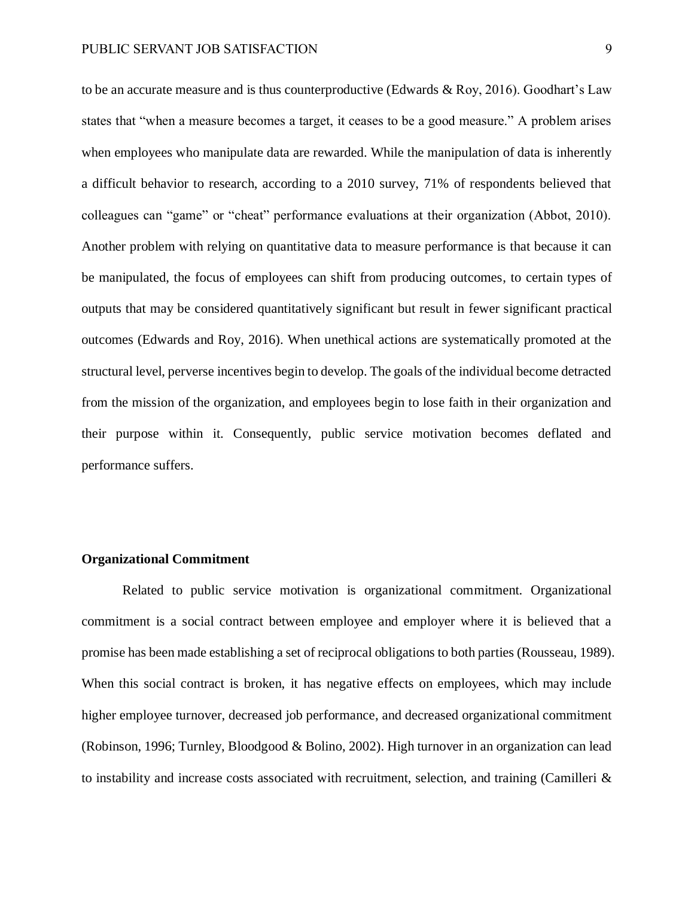to be an accurate measure and is thus counterproductive (Edwards & Roy, 2016). Goodhart's Law states that "when a measure becomes a target, it ceases to be a good measure." A problem arises when employees who manipulate data are rewarded. While the manipulation of data is inherently a difficult behavior to research, according to a 2010 survey, 71% of respondents believed that colleagues can "game" or "cheat" performance evaluations at their organization (Abbot, 2010). Another problem with relying on quantitative data to measure performance is that because it can be manipulated, the focus of employees can shift from producing outcomes, to certain types of outputs that may be considered quantitatively significant but result in fewer significant practical outcomes (Edwards and Roy, 2016). When unethical actions are systematically promoted at the structural level, perverse incentives begin to develop. The goals of the individual become detracted from the mission of the organization, and employees begin to lose faith in their organization and their purpose within it. Consequently, public service motivation becomes deflated and performance suffers.

**Organizational Commitment**

Related to public service motivation is organizational commitment. Organizational commitment is a social contract between employee and employer where it is believed that a promise has been made establishing a set of reciprocal obligations to both parties (Rousseau, 1989). When this social contract is broken, it has negative effects on employees, which may include higher employee turnover, decreased job performance, and decreased organizational commitment (Robinson, 1996; Turnley, Bloodgood & Bolino, 2002). High turnover in an organization can lead to instability and increase costs associated with recruitment, selection, and training (Camilleri &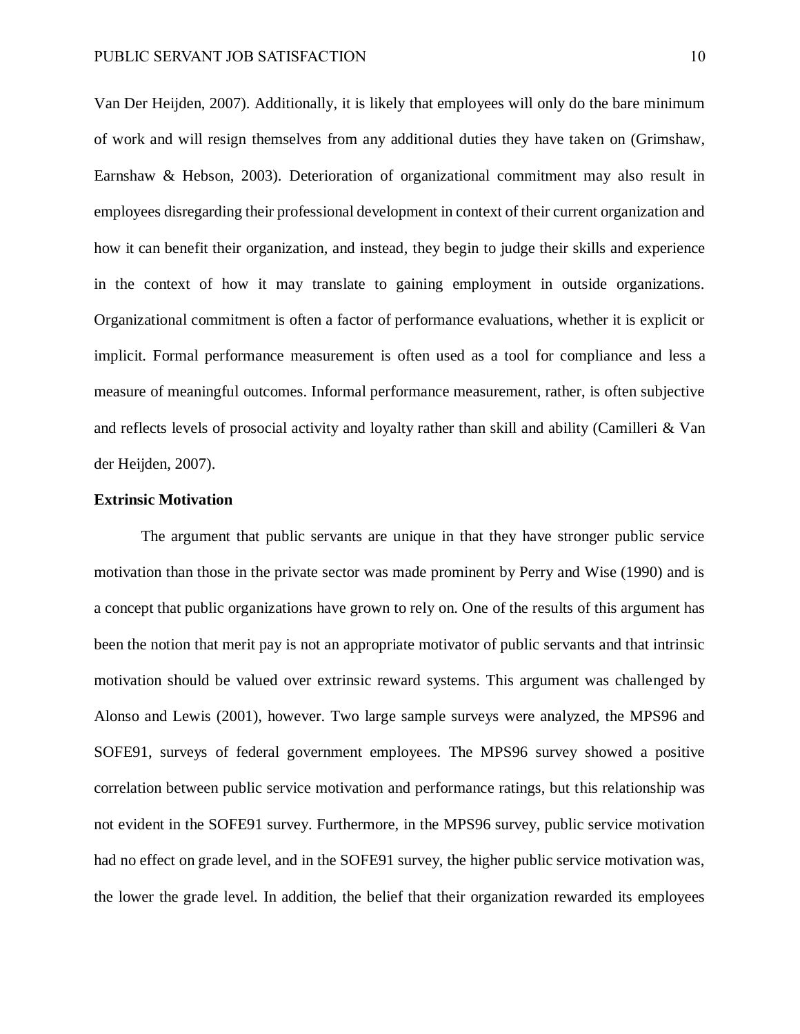Van Der Heijden, 2007). Additionally, it is likely that employees will only do the bare minimum of work and will resign themselves from any additional duties they have taken on (Grimshaw, Earnshaw & Hebson, 2003). Deterioration of organizational commitment may also result in employees disregarding their professional development in context of their current organization and how it can benefit their organization, and instead, they begin to judge their skills and experience in the context of how it may translate to gaining employment in outside organizations. Organizational commitment is often a factor of performance evaluations, whether it is explicit or implicit. Formal performance measurement is often used as a tool for compliance and less a measure of meaningful outcomes. Informal performance measurement, rather, is often subjective and reflects levels of prosocial activity and loyalty rather than skill and ability (Camilleri & Van der Heijden, 2007).

**Extrinsic Motivation**

The argument that public servants are unique in that they have stronger public service motivation than those in the private sector was made prominent by Perry and Wise (1990) and is a concept that public organizations have grown to rely on. One of the results of this argument has been the notion that merit pay is not an appropriate motivator of public servants and that intrinsic motivation should be valued over extrinsic reward systems. This argument was challenged by Alonso and Lewis (2001), however. Two large sample surveys were analyzed, the MPS96 and SOFE91, surveys of federal government employees. The MPS96 survey showed a positive correlation between public service motivation and performance ratings, but this relationship was not evident in the SOFE91 survey. Furthermore, in the MPS96 survey, public service motivation had no effect on grade level, and in the SOFE91 survey, the higher public service motivation was, the lower the grade level. In addition, the belief that their organization rewarded its employees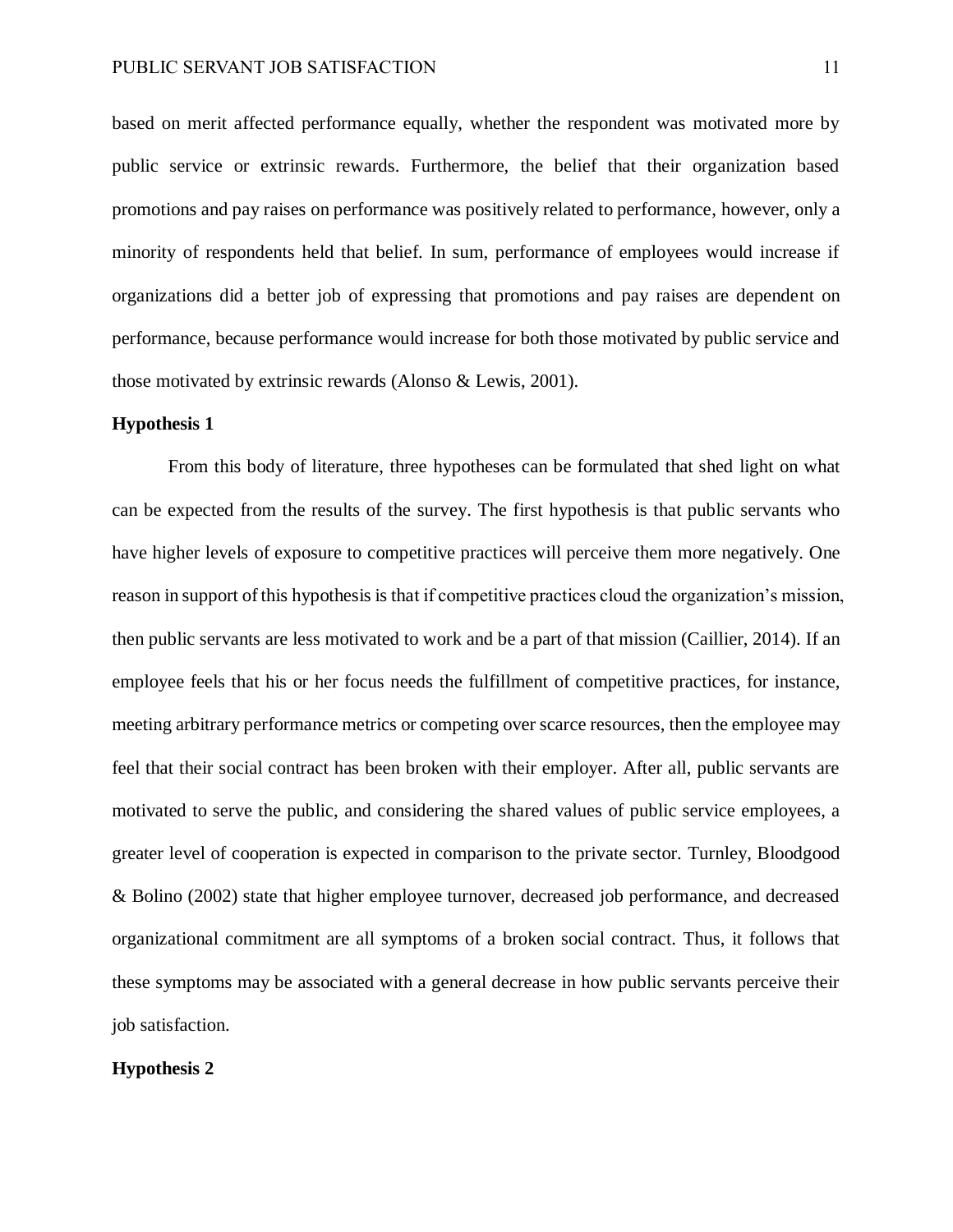based on merit affected performance equally, whether the respondent was motivated more by public service or extrinsic rewards. Furthermore, the belief that their organization based promotions and pay raises on performance was positively related to performance, however, only a minority of respondents held that belief. In sum, performance of employees would increase if organizations did a better job of expressing that promotions and pay raises are dependent on performance, because performance would increase for both those motivated by public service and those motivated by extrinsic rewards (Alonso & Lewis, 2001).

**Hypothesis 1**

From this body of literature, three hypotheses can be formulated that shed light on what can be expected from the results of the survey. The first hypothesis is that public servants who have higher levels of exposure to competitive practices will perceive them more negatively. One reason in support of this hypothesis is that if competitive practices cloud the organization's mission, then public servants are less motivated to work and be a part of that mission (Caillier, 2014). If an employee feels that his or her focus needs the fulfillment of competitive practices, for instance, meeting arbitrary performance metrics or competing over scarce resources, then the employee may feel that their social contract has been broken with their employer. After all, public servants are motivated to serve the public, and considering the shared values of public service employees, a greater level of cooperation is expected in comparison to the private sector. Turnley, Bloodgood & Bolino (2002) state that higher employee turnover, decreased job performance, and decreased organizational commitment are all symptoms of a broken social contract. Thus, it follows that these symptoms may be associated with a general decrease in how public servants perceive their job satisfaction.

**Hypothesis 2**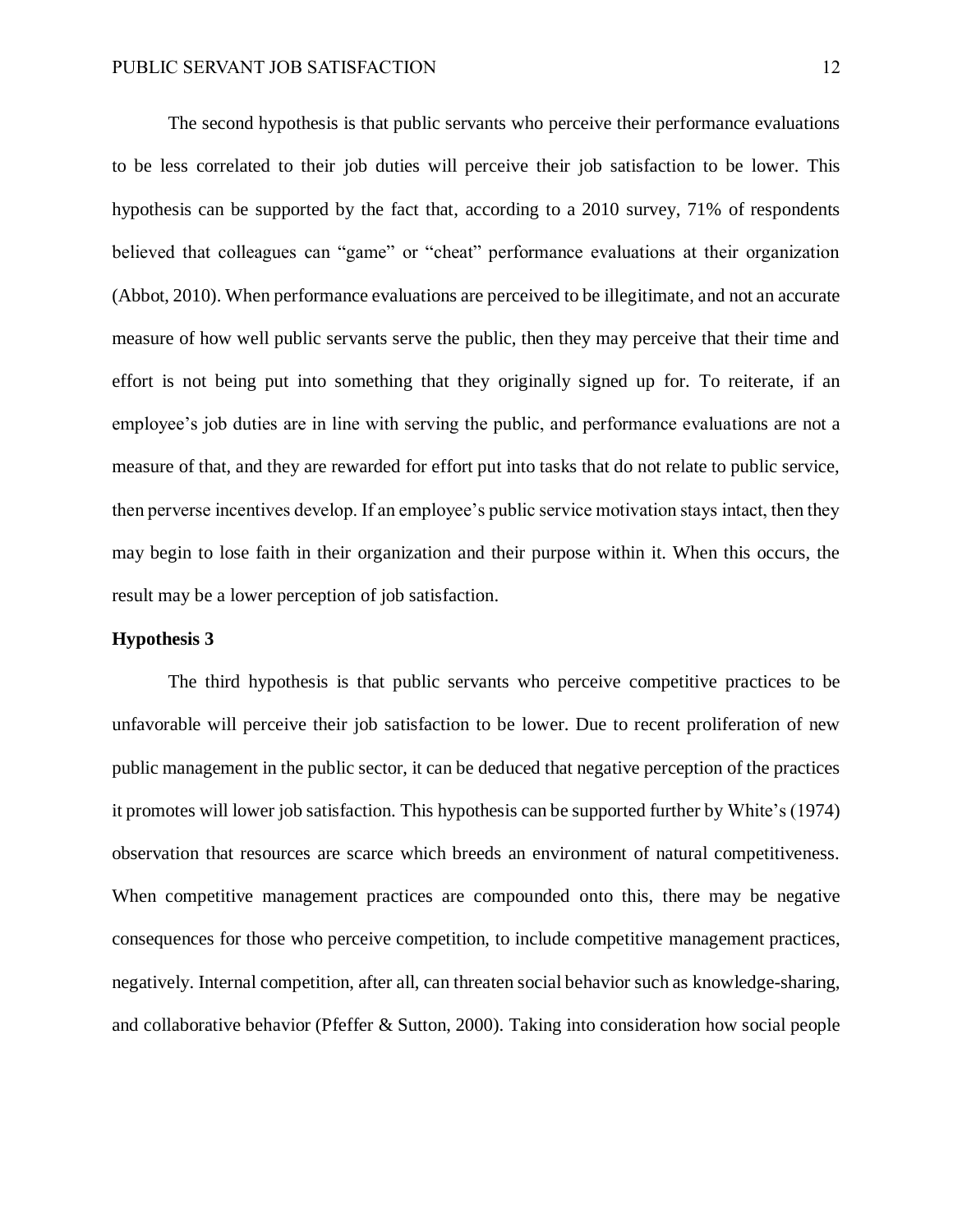The second hypothesis is that public servants who perceive their performance evaluations to be less correlated to their job duties will perceive their job satisfaction to be lower. This hypothesis can be supported by the fact that, according to a 2010 survey, 71% of respondents believed that colleagues can "game" or "cheat" performance evaluations at their organization (Abbot, 2010). When performance evaluations are perceived to be illegitimate, and not an accurate measure of how well public servants serve the public, then they may perceive that their time and effort is not being put into something that they originally signed up for. To reiterate, if an employee's job duties are in line with serving the public, and performance evaluations are not a measure of that, and they are rewarded for effort put into tasks that do not relate to public service, then perverse incentives develop. If an employee's public service motivation stays intact, then they may begin to lose faith in their organization and their purpose within it. When this occurs, the result may be a lower perception of job satisfaction.

**Hypothesis 3**

The third hypothesis is that public servants who perceive competitive practices to be unfavorable will perceive their job satisfaction to be lower. Due to recent proliferation of new public management in the public sector, it can be deduced that negative perception of the practices it promotes will lower job satisfaction. This hypothesis can be supported further by White's (1974) observation that resources are scarce which breeds an environment of natural competitiveness. When competitive management practices are compounded onto this, there may be negative consequences for those who perceive competition, to include competitive management practices, negatively. Internal competition, after all, can threaten social behavior such as knowledge-sharing, and collaborative behavior (Pfeffer & Sutton, 2000). Taking into consideration how social people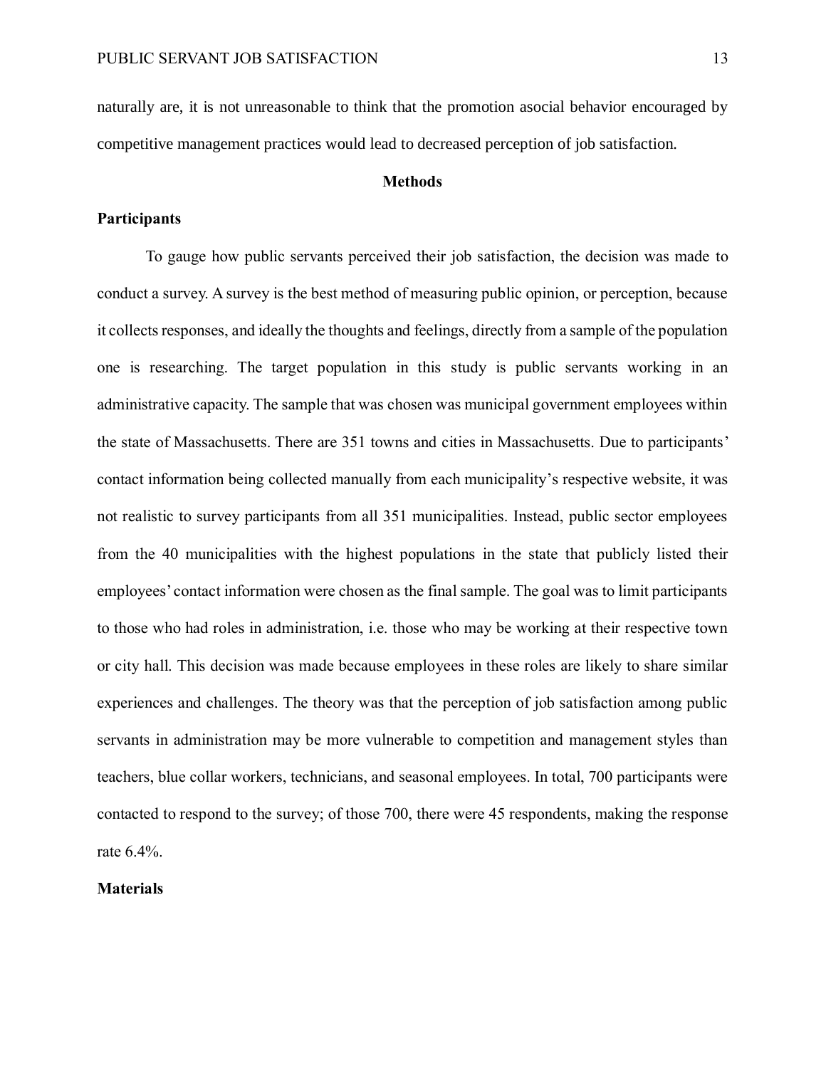naturally are, it is not unreasonable to think that the promotion asocial behavior encouraged by competitive management practices would lead to decreased perception of job satisfaction.

## Methods

### Participants

To gauge how public servants perceived their job satisfaction, the decision was made to conduct a survey. A survey is the best method of measuring public opinion, or perception, because it collects responses, and ideally the thoughts and feelings, directly from a sample of the population one is researching. The target population in this study is public servants working in an administrative capacity. The sample that was chosen was municipal government employees within the state of Massachusetts. There are 351 towns and cities in Massachusetts. Due to participants' contact information being collected manually from each municipality's respective website, it was not realistic to survey participants from all 351 municipalities. Instead, public sector employees from the 40 municipalities with the highest populations in the state that publicly listed their employees' contact information were chosen as the final sample. The goal was to limit participants to those who had roles in administration, i.e. those who may be working at their respective town or city hall. This decision was made because employees in these roles are likely to share similar experiences and challenges. The theory was that the perception of job satisfaction among public servants in administration may be more vulnerable to competition and management styles than teachers, blue collar workers, technicians, and seasonal employees. In total, 700 participants were contacted to respond to the survey; of those 700, there were 45 respondents, making the response rate 6.4%.

### Materials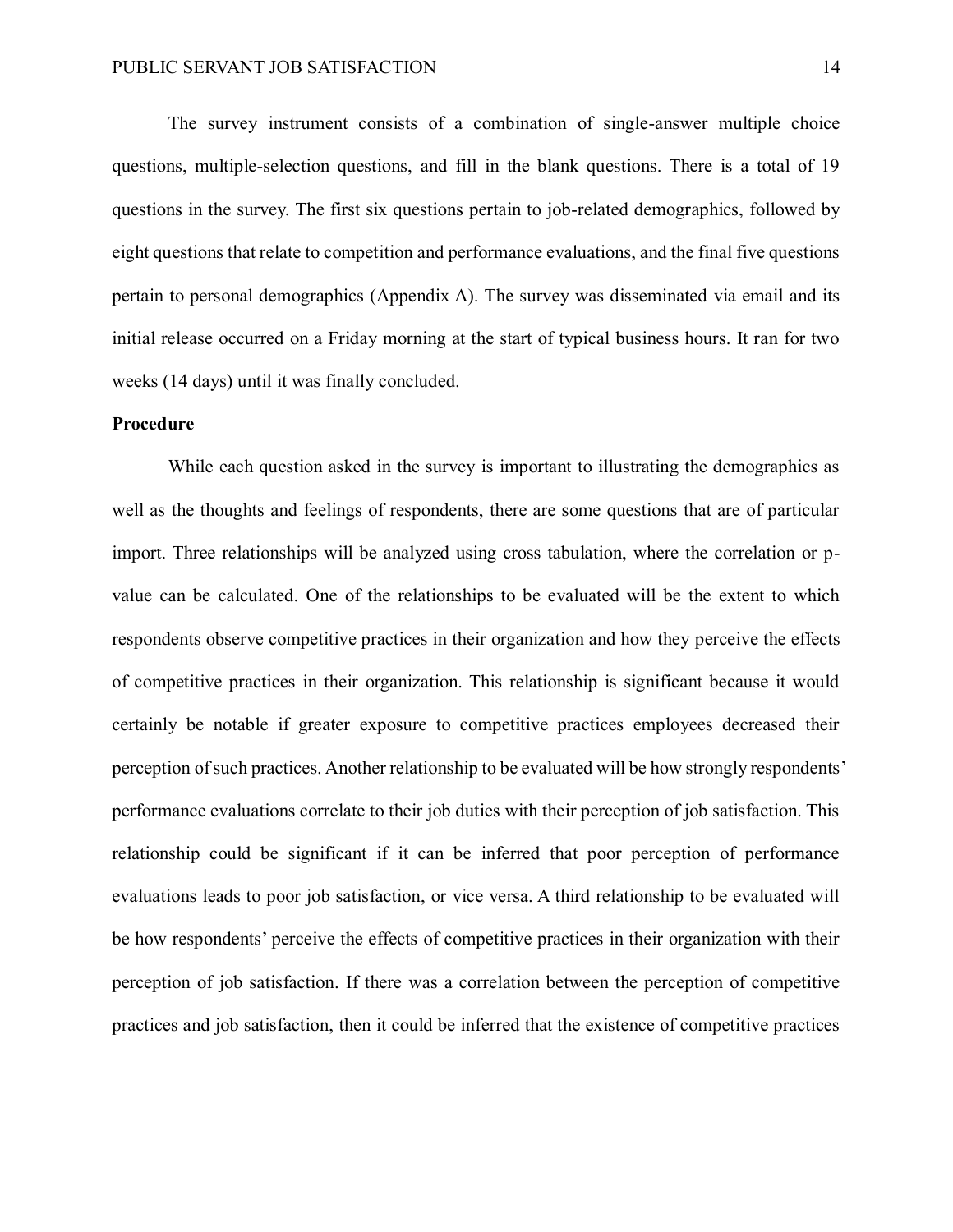The survey instrument consists of a combination of single-answer multiple choice questions, multiple-selection questions, and fill in the blank questions. There is a total of 19 questions in the survey. The first six questions pertain to job-related demographics, followed by eight questions that relate to competition and performance evaluations, and the final five questions pertain to personal demographics (Appendix A). The survey was disseminated via email and its initial release occurred on a Friday morning at the start of typical business hours. It ran for two weeks (14 days) until it was finally concluded.

**Procedure**

While each question asked in the survey is important to illustrating the demographics as well as the thoughts and feelings of respondents, there are some questions that are of particular import. Three relationships will be analyzed using cross tabulation, where the correlation or p-value can be calculated. One of the relationships to be evaluated will be the extent to which respondents observe competitive practices in their organization and how they perceive the effects of competitive practices in their organization. This relationship is significant because it would certainly be notable if greater exposure to competitive practices employees decreased their perception of such practices. Another relationship to be evaluated will be how strongly respondents' performance evaluations correlate to their job duties with their perception of job satisfaction. This relationship could be significant if it can be inferred that poor perception of performance evaluations leads to poor job satisfaction, or vice versa. A third relationship to be evaluated will be how respondents' perceive the effects of competitive practices in their organization with their perception of job satisfaction. If there was a correlation between the perception of competitive practices and job satisfaction, then it could be inferred that the existence of competitive practices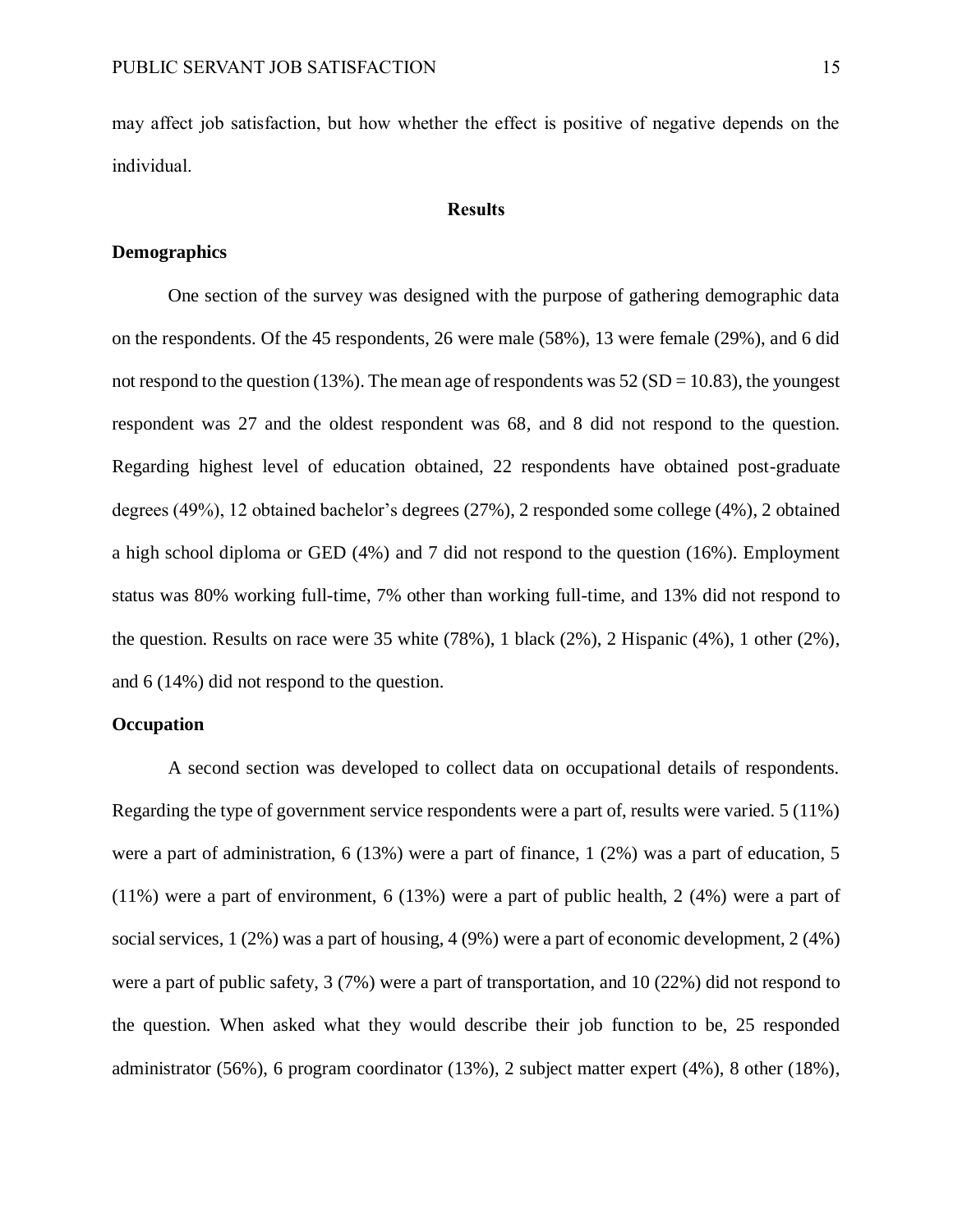may affect job satisfaction, but how whether the effect is positive of negative depends on the individual.

## Results

### Demographics

One section of the survey was designed with the purpose of gathering demographic data on the respondents. Of the 45 respondents, 26 were male (58%), 13 were female (29%), and 6 did not respond to the question (13%). The mean age of respondents was 52 (SD = 10.83), the youngest respondent was 27 and the oldest respondent was 68, and 8 did not respond to the question. Regarding highest level of education obtained, 22 respondents have obtained post-graduate degrees (49%), 12 obtained bachelor's degrees (27%), 2 responded some college (4%), 2 obtained a high school diploma or GED (4%) and 7 did not respond to the question (16%). Employment status was 80% working full-time, 7% other than working full-time, and 13% did not respond to the question. Results on race were 35 white (78%), 1 black (2%), 2 Hispanic (4%), 1 other (2%), and 6 (14%) did not respond to the question.

### Occupation

A second section was developed to collect data on occupational details of respondents. Regarding the type of government service respondents were a part of, results were varied. 5 (11%) were a part of administration, 6 (13%) were a part of finance, 1 (2%) was a part of education, 5 (11%) were a part of environment, 6 (13%) were a part of public health, 2 (4%) were a part of social services, 1 (2%) was a part of housing, 4 (9%) were a part of economic development, 2 (4%) were a part of public safety, 3 (7%) were a part of transportation, and 10 (22%) did not respond to the question. When asked what they would describe their job function to be, 25 responded administrator (56%), 6 program coordinator (13%), 2 subject matter expert (4%), 8 other (18%),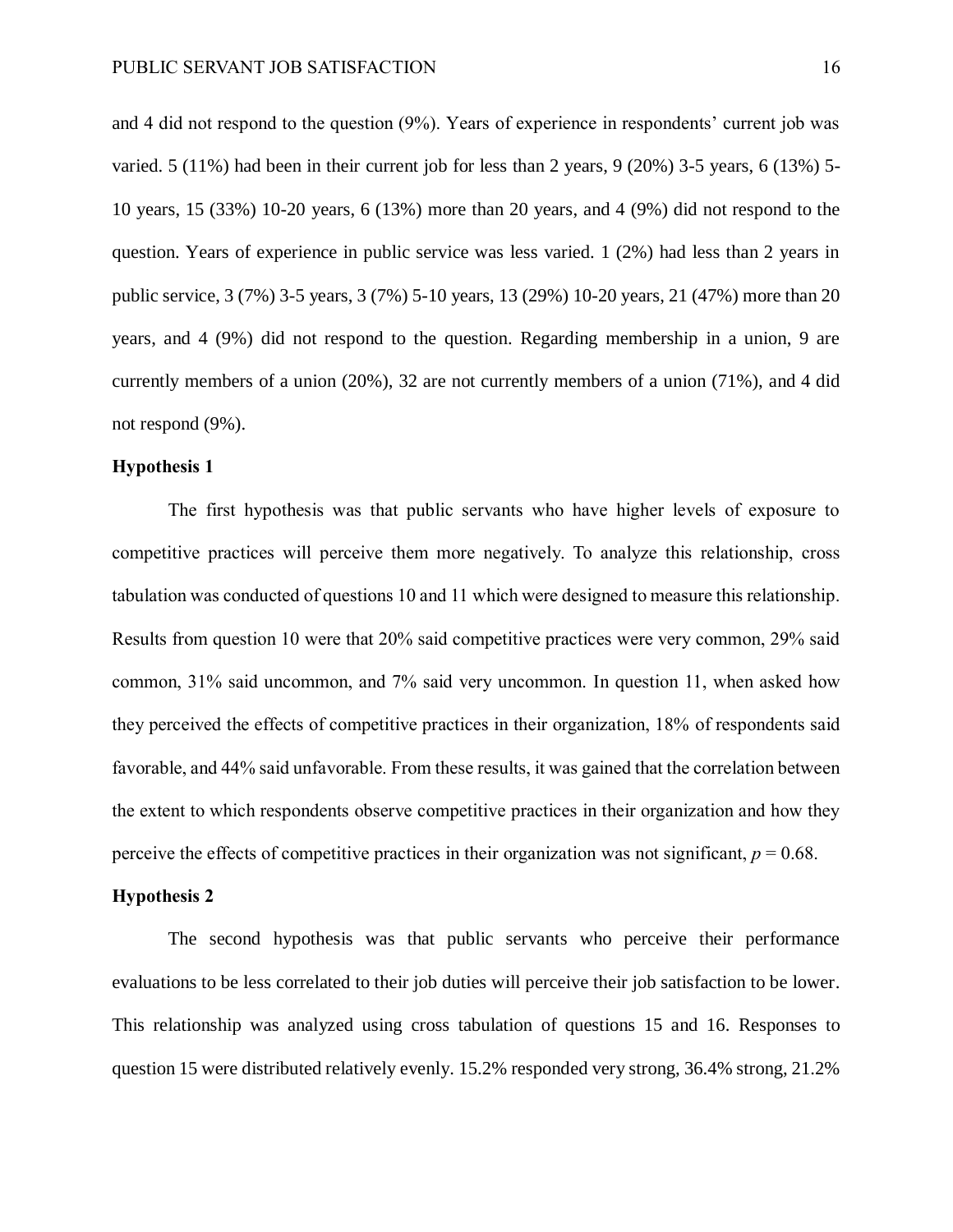and 4 did not respond to the question (9%). Years of experience in respondents' current job was varied. 5 (11%) had been in their current job for less than 2 years, 9 (20%) 3-5 years, 6 (13%) 5-10 years, 15 (33%) 10-20 years, 6 (13%) more than 20 years, and 4 (9%) did not respond to the question. Years of experience in public service was less varied. 1 (2%) had less than 2 years in public service, 3 (7%) 3-5 years, 3 (7%) 5-10 years, 13 (29%) 10-20 years, 21 (47%) more than 20 years, and 4 (9%) did not respond to the question. Regarding membership in a union, 9 are currently members of a union (20%), 32 are not currently members of a union (71%), and 4 did not respond (9%).

**Hypothesis 1**

The first hypothesis was that public servants who have higher levels of exposure to competitive practices will perceive them more negatively. To analyze this relationship, cross tabulation was conducted of questions 10 and 11 which were designed to measure this relationship. Results from question 10 were that 20% said competitive practices were very common, 29% said common, 31% said uncommon, and 7% said very uncommon. In question 11, when asked how they perceived the effects of competitive practices in their organization, 18% of respondents said favorable, and 44% said unfavorable. From these results, it was gained that the correlation between the extent to which respondents observe competitive practices in their organization and how they perceive the effects of competitive practices in their organization was not significant, $p = 0.68$.

**Hypothesis 2**

The second hypothesis was that public servants who perceive their performance evaluations to be less correlated to their job duties will perceive their job satisfaction to be lower. This relationship was analyzed using cross tabulation of questions 15 and 16. Responses to question 15 were distributed relatively evenly. 15.2% responded very strong, 36.4% strong, 21.2%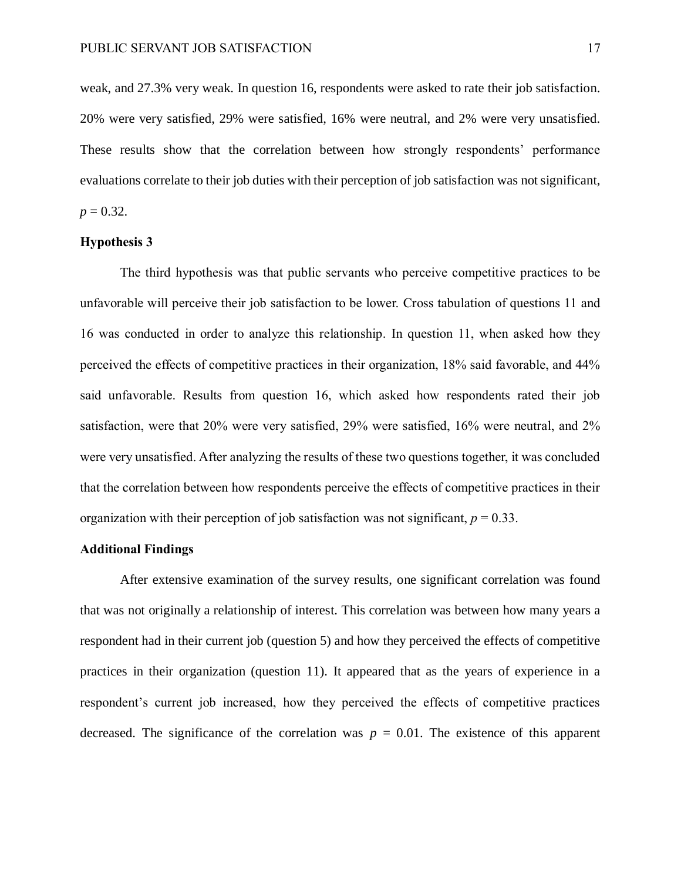weak, and 27.3% very weak. In question 16, respondents were asked to rate their job satisfaction. 20% were very satisfied, 29% were satisfied, 16% were neutral, and 2% were very unsatisfied. These results show that the correlation between how strongly respondents' performance evaluations correlate to their job duties with their perception of job satisfaction was not significant, $p = 0.32$.

**Hypothesis 3**

The third hypothesis was that public servants who perceive competitive practices to be unfavorable will perceive their job satisfaction to be lower. Cross tabulation of questions 11 and 16 was conducted in order to analyze this relationship. In question 11, when asked how they perceived the effects of competitive practices in their organization, 18% said favorable, and 44% said unfavorable. Results from question 16, which asked how respondents rated their job satisfaction, were that 20% were very satisfied, 29% were satisfied, 16% were neutral, and 2% were very unsatisfied. After analyzing the results of these two questions together, it was concluded that the correlation between how respondents perceive the effects of competitive practices in their organization with their perception of job satisfaction was not significant, $p = 0.33$.

**Additional Findings**

After extensive examination of the survey results, one significant correlation was found that was not originally a relationship of interest. This correlation was between how many years a respondent had in their current job (question 5) and how they perceived the effects of competitive practices in their organization (question 11). It appeared that as the years of experience in a respondent's current job increased, how they perceived the effects of competitive practices decreased. The significance of the correlation was $p = 0.01$. The existence of this apparent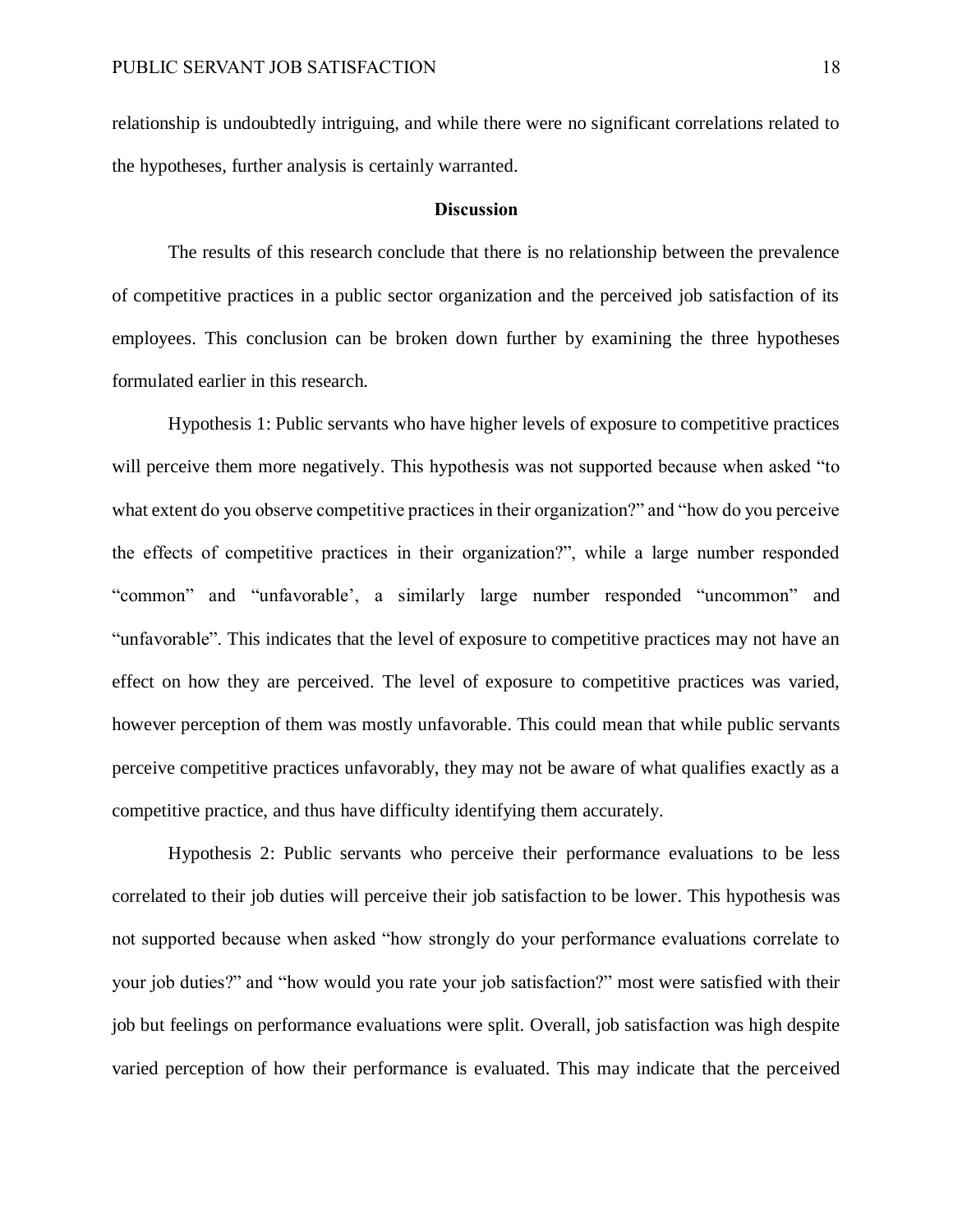relationship is undoubtedly intriguing, and while there were no significant correlations related to the hypotheses, further analysis is certainly warranted.

## Discussion

The results of this research conclude that there is no relationship between the prevalence of competitive practices in a public sector organization and the perceived job satisfaction of its employees. This conclusion can be broken down further by examining the three hypotheses formulated earlier in this research.

Hypothesis 1: Public servants who have higher levels of exposure to competitive practices will perceive them more negatively. This hypothesis was not supported because when asked "to what extent do you observe competitive practices in their organization?" and "how do you perceive the effects of competitive practices in their organization?", while a large number responded "common" and "unfavorable', a similarly large number responded "uncommon" and "unfavorable". This indicates that the level of exposure to competitive practices may not have an effect on how they are perceived. The level of exposure to competitive practices was varied, however perception of them was mostly unfavorable. This could mean that while public servants perceive competitive practices unfavorably, they may not be aware of what qualifies exactly as a competitive practice, and thus have difficulty identifying them accurately.

Hypothesis 2: Public servants who perceive their performance evaluations to be less correlated to their job duties will perceive their job satisfaction to be lower. This hypothesis was not supported because when asked "how strongly do your performance evaluations correlate to your job duties?" and "how would you rate your job satisfaction?" most were satisfied with their job but feelings on performance evaluations were split. Overall, job satisfaction was high despite varied perception of how their performance is evaluated. This may indicate that the perceived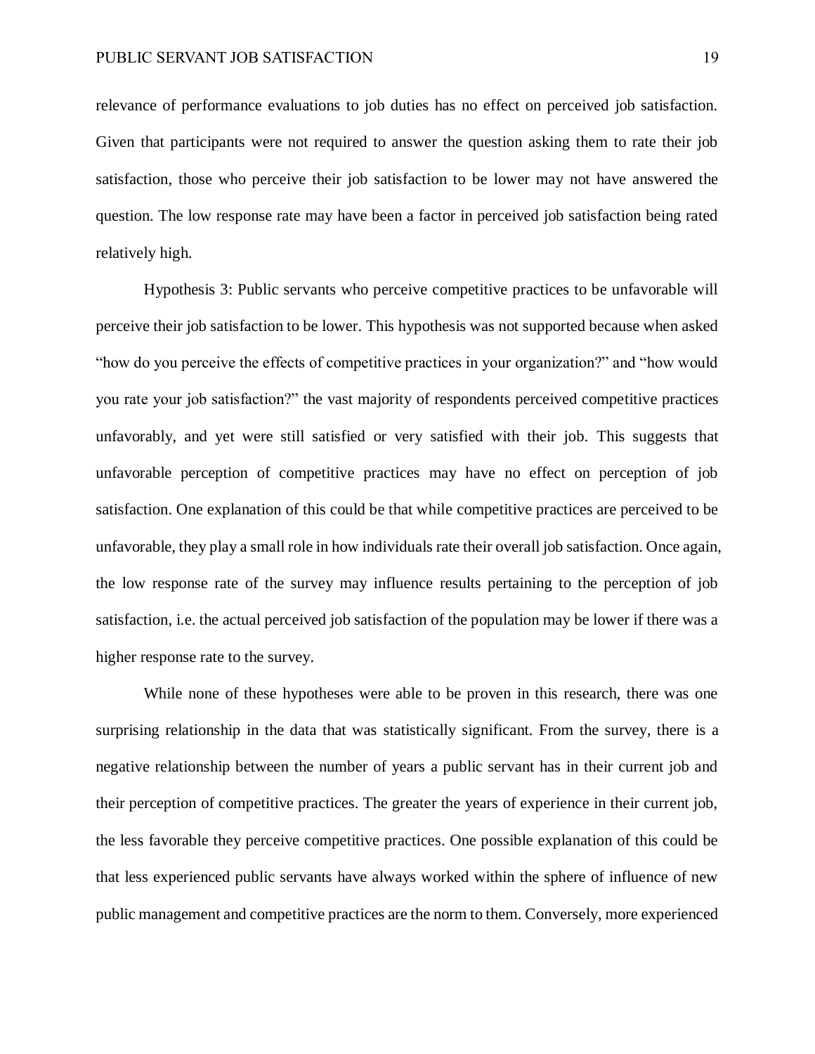relevance of performance evaluations to job duties has no effect on perceived job satisfaction. Given that participants were not required to answer the question asking them to rate their job satisfaction, those who perceive their job satisfaction to be lower may not have answered the question. The low response rate may have been a factor in perceived job satisfaction being rated relatively high.

Hypothesis 3: Public servants who perceive competitive practices to be unfavorable will perceive their job satisfaction to be lower. This hypothesis was not supported because when asked "how do you perceive the effects of competitive practices in your organization?" and "how would you rate your job satisfaction?" the vast majority of respondents perceived competitive practices unfavorably, and yet were still satisfied or very satisfied with their job. This suggests that unfavorable perception of competitive practices may have no effect on perception of job satisfaction. One explanation of this could be that while competitive practices are perceived to be unfavorable, they play a small role in how individuals rate their overall job satisfaction. Once again, the low response rate of the survey may influence results pertaining to the perception of job satisfaction, i.e. the actual perceived job satisfaction of the population may be lower if there was a higher response rate to the survey.

While none of these hypotheses were able to be proven in this research, there was one surprising relationship in the data that was statistically significant. From the survey, there is a negative relationship between the number of years a public servant has in their current job and their perception of competitive practices. The greater the years of experience in their current job, the less favorable they perceive competitive practices. One possible explanation of this could be that less experienced public servants have always worked within the sphere of influence of new public management and competitive practices are the norm to them. Conversely, more experienced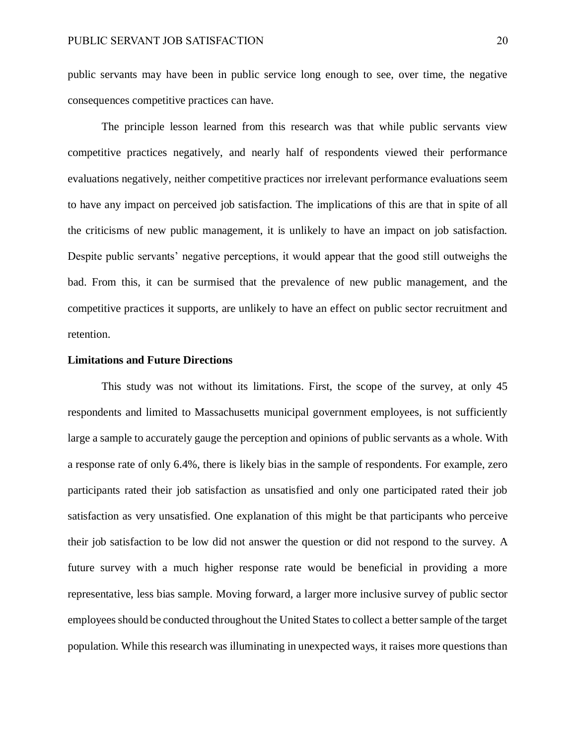public servants may have been in public service long enough to see, over time, the negative consequences competitive practices can have.

The principle lesson learned from this research was that while public servants view competitive practices negatively, and nearly half of respondents viewed their performance evaluations negatively, neither competitive practices nor irrelevant performance evaluations seem to have any impact on perceived job satisfaction. The implications of this are that in spite of all the criticisms of new public management, it is unlikely to have an impact on job satisfaction. Despite public servants' negative perceptions, it would appear that the good still outweighs the bad. From this, it can be surmised that the prevalence of new public management, and the competitive practices it supports, are unlikely to have an effect on public sector recruitment and retention.

**Limitations and Future Directions**

This study was not without its limitations. First, the scope of the survey, at only 45 respondents and limited to Massachusetts municipal government employees, is not sufficiently large a sample to accurately gauge the perception and opinions of public servants as a whole. With a response rate of only 6.4%, there is likely bias in the sample of respondents. For example, zero participants rated their job satisfaction as unsatisfied and only one participated rated their job satisfaction as very unsatisfied. One explanation of this might be that participants who perceive their job satisfaction to be low did not answer the question or did not respond to the survey. A future survey with a much higher response rate would be beneficial in providing a more representative, less bias sample. Moving forward, a larger more inclusive survey of public sector employees should be conducted throughout the United States to collect a better sample of the target population. While this research was illuminating in unexpected ways, it raises more questions than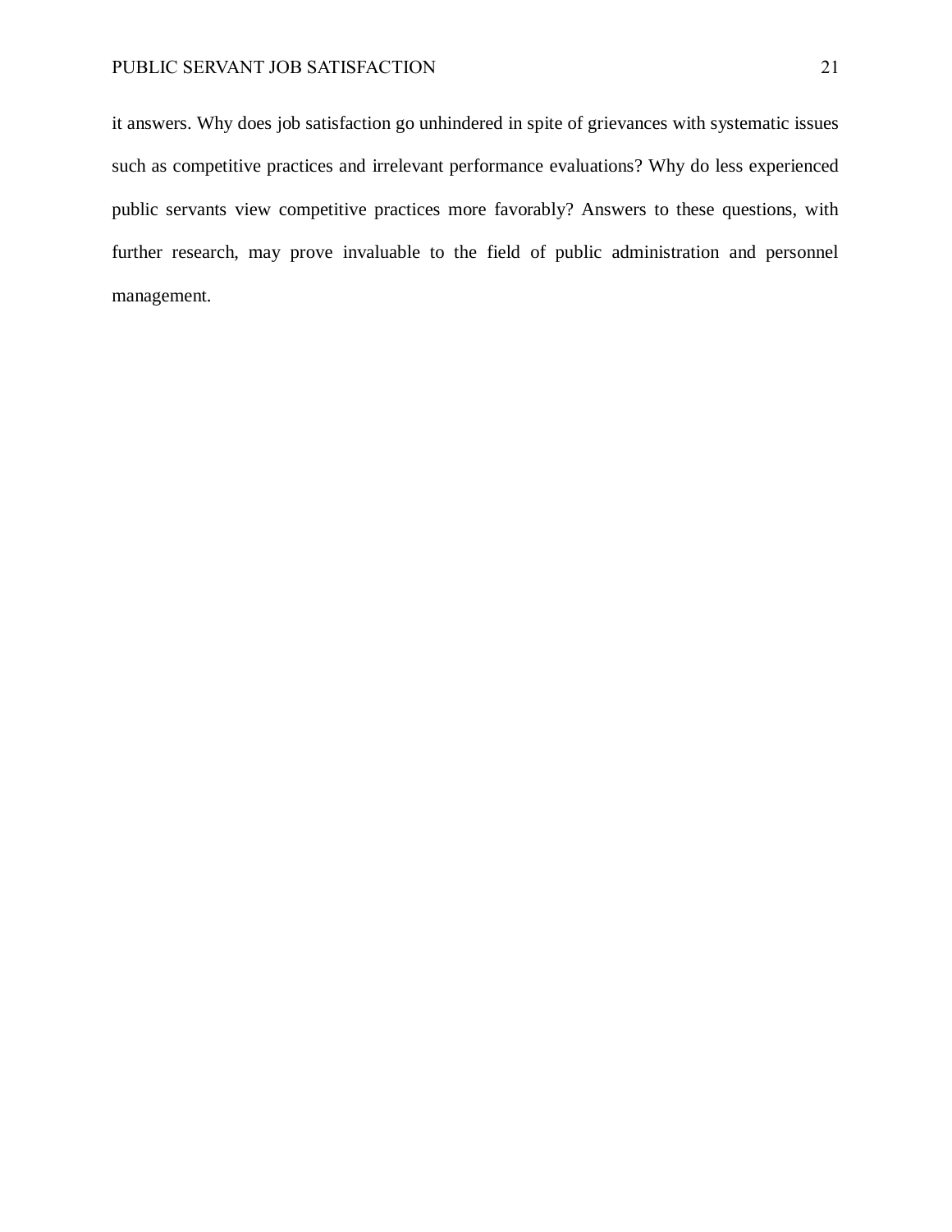it answers. Why does job satisfaction go unhindered in spite of grievances with systematic issues such as competitive practices and irrelevant performance evaluations? Why do less experienced public servants view competitive practices more favorably? Answers to these questions, with further research, may prove invaluable to the field of public administration and personnel management.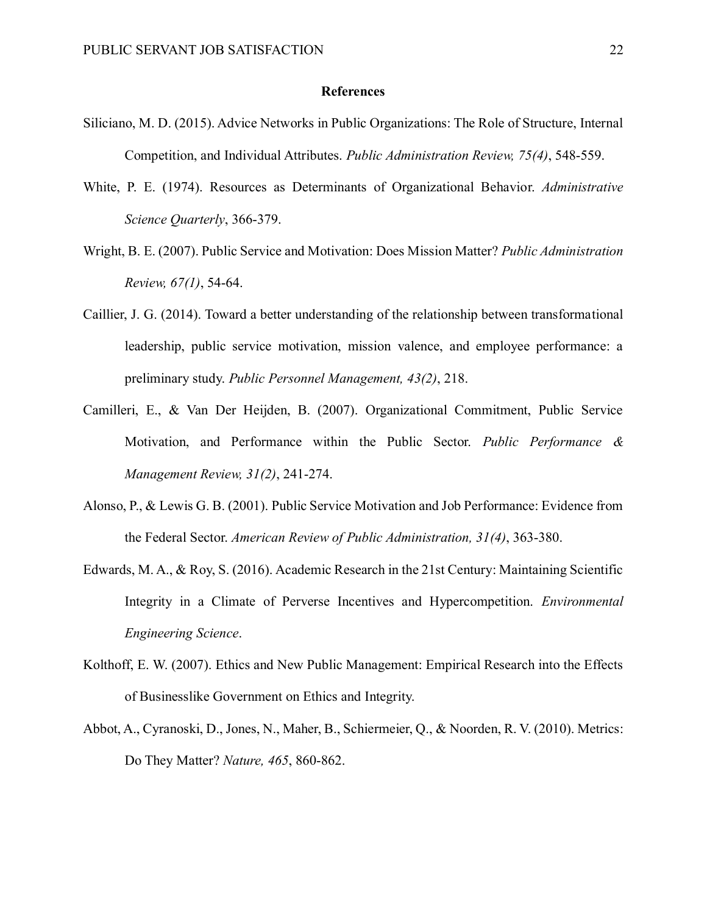## References

Siliciano, M. D. (2015). Advice Networks in Public Organizations: The Role of Structure, Internal Competition, and Individual Attributes. *Public Administration Review, 75(4)*, 548-559.

White, P. E. (1974). Resources as Determinants of Organizational Behavior. *Administrative Science Quarterly*, 366-379.

Wright, B. E. (2007). Public Service and Motivation: Does Mission Matter? *Public Administration Review, 67(1)*, 54-64.

Caillier, J. G. (2014). Toward a better understanding of the relationship between transformational leadership, public service motivation, mission valence, and employee performance: a preliminary study. *Public Personnel Management, 43(2)*, 218.

Camilleri, E., & Van Der Heijden, B. (2007). Organizational Commitment, Public Service Motivation, and Performance within the Public Sector. *Public Performance & Management Review, 31(2)*, 241-274.

Alonso, P., & Lewis G. B. (2001). Public Service Motivation and Job Performance: Evidence from the Federal Sector. *American Review of Public Administration, 31(4)*, 363-380.

Edwards, M. A., & Roy, S. (2016). Academic Research in the 21st Century: Maintaining Scientific Integrity in a Climate of Perverse Incentives and Hypercompetition. *Environmental Engineering Science*.

Kolthoff, E. W. (2007). Ethics and New Public Management: Empirical Research into the Effects of Businesslike Government on Ethics and Integrity.

Abbot, A., Cyranoski, D., Jones, N., Maher, B., Schiermeier, Q., & Noorden, R. V. (2010). Metrics: Do They Matter? *Nature, 465*, 860-862.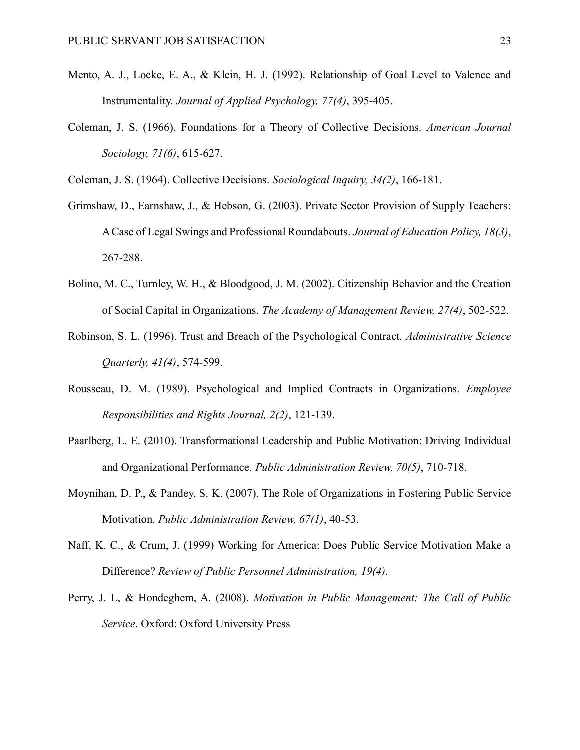Mento, A. J., Locke, E. A., & Klein, H. J. (1992). Relationship of Goal Level to Valence and Instrumentality. *Journal of Applied Psychology, 77(4)*, 395-405.

Coleman, J. S. (1966). Foundations for a Theory of Collective Decisions. *American Journal Sociology, 71(6)*, 615-627.

Coleman, J. S. (1964). Collective Decisions. *Sociological Inquiry, 34(2)*, 166-181.

Grimshaw, D., Earnshaw, J., & Hebson, G. (2003). Private Sector Provision of Supply Teachers: A Case of Legal Swings and Professional Roundabouts. *Journal of Education Policy, 18(3)*, 267-288.

Bolino, M. C., Turnley, W. H., & Bloodgood, J. M. (2002). Citizenship Behavior and the Creation of Social Capital in Organizations. *The Academy of Management Review, 27(4)*, 502-522.

Robinson, S. L. (1996). Trust and Breach of the Psychological Contract. *Administrative Science Quarterly, 41(4)*, 574-599.

Rousseau, D. M. (1989). Psychological and Implied Contracts in Organizations. *Employee Responsibilities and Rights Journal, 2(2)*, 121-139.

Paarlberg, L. E. (2010). Transformational Leadership and Public Motivation: Driving Individual and Organizational Performance. *Public Administration Review, 70(5)*, 710-718.

Moynihan, D. P., & Pandey, S. K. (2007). The Role of Organizations in Fostering Public Service Motivation. *Public Administration Review, 67(1)*, 40-53.

Naff, K. C., & Crum, J. (1999) Working for America: Does Public Service Motivation Make a Difference? *Review of Public Personnel Administration, 19(4)*.

Perry, J. L, & Hondeghem, A. (2008). *Motivation in Public Management: The Call of Public Service*. Oxford: Oxford University Press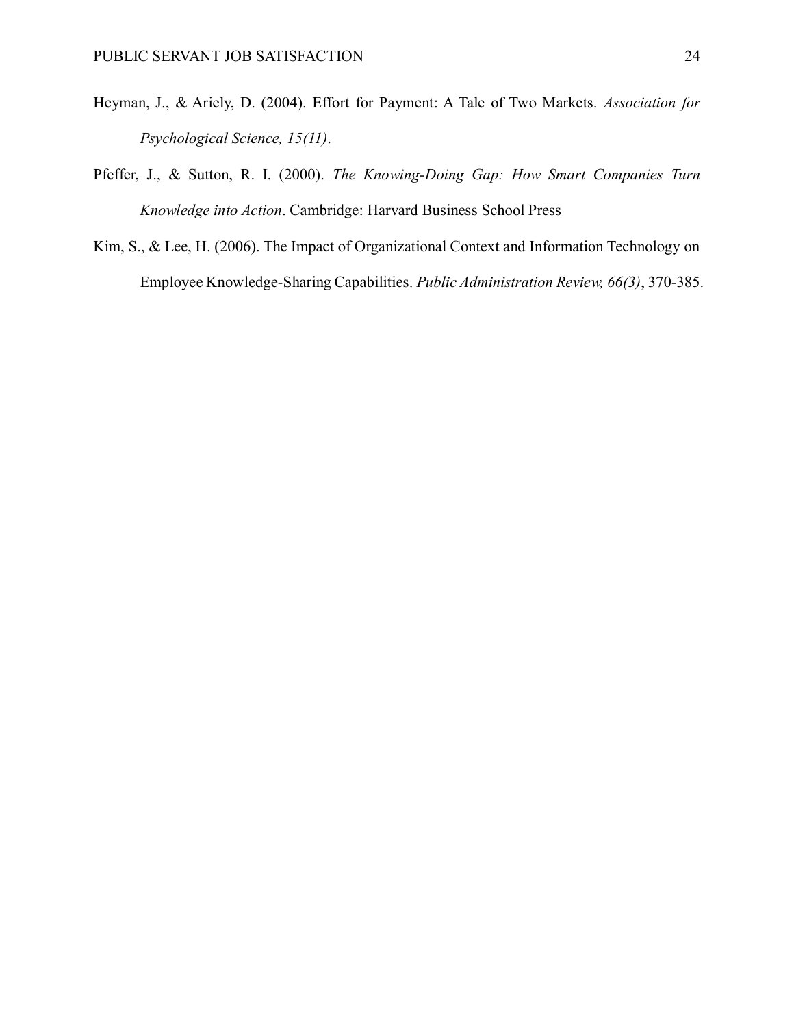Heyman, J., & Ariely, D. (2004). Effort for Payment: A Tale of Two Markets. *Association for Psychological Science, 15(11)*.

Pfeffer, J., & Sutton, R. I. (2000). *The Knowing-Doing Gap: How Smart Companies Turn Knowledge into Action*. Cambridge: Harvard Business School Press

Kim, S., & Lee, H. (2006). The Impact of Organizational Context and Information Technology on Employee Knowledge-Sharing Capabilities. *Public Administration Review, 66(3)*, 370-385.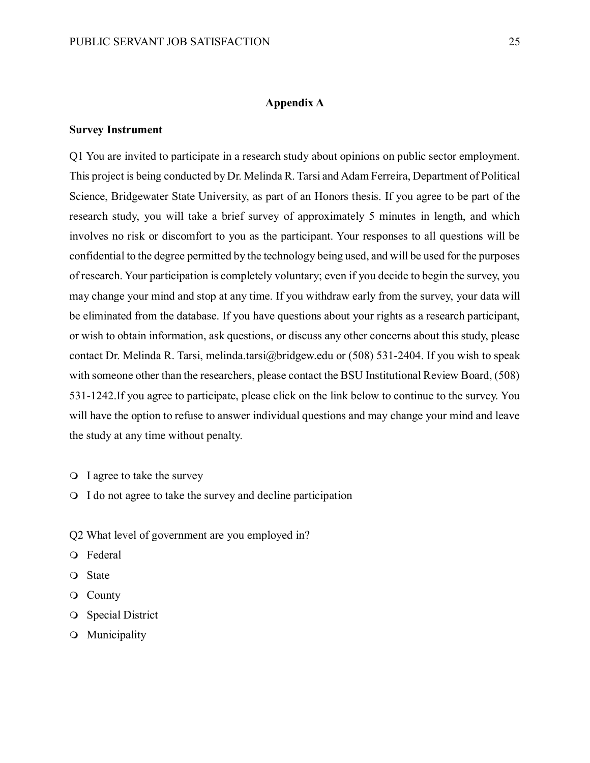## Appendix A

**Survey Instrument**

Q1 You are invited to participate in a research study about opinions on public sector employment. This project is being conducted by Dr. Melinda R. Tarsi and Adam Ferreira, Department of Political Science, Bridgewater State University, as part of an Honors thesis. If you agree to be part of the research study, you will take a brief survey of approximately 5 minutes in length, and which involves no risk or discomfort to you as the participant. Your responses to all questions will be confidential to the degree permitted by the technology being used, and will be used for the purposes of research. Your participation is completely voluntary; even if you decide to begin the survey, you may change your mind and stop at any time. If you withdraw early from the survey, your data will be eliminated from the database. If you have questions about your rights as a research participant, or wish to obtain information, ask questions, or discuss any other concerns about this study, please contact Dr. Melinda R. Tarsi, melinda.tarsi@bridgew.edu or (508) 531-2404. If you wish to speak with someone other than the researchers, please contact the BSU Institutional Review Board, (508) 531-1242.If you agree to participate, please click on the link below to continue to the survey. You will have the option to refuse to answer individual questions and may change your mind and leave the study at any time without penalty.

- I agree to take the survey
- I do not agree to take the survey and decline participation

Q2 What level of government are you employed in?

- Federal
- State
- County
- Special District
- Municipality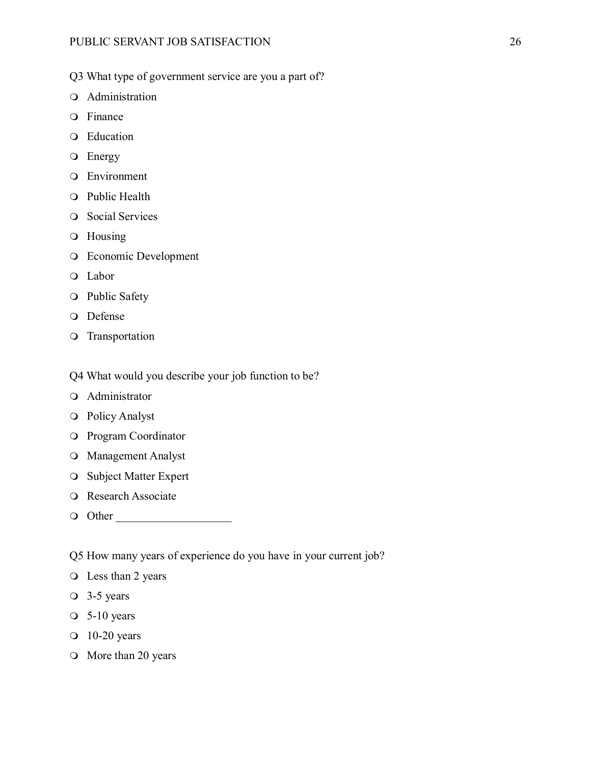Q3 What type of government service are you a part of?

- Administration
- Finance
- Education
- Energy
- Environment
- Public Health
- Social Services
- Housing
- Economic Development
- Labor
- Public Safety
- Defense
- Transportation

Q4 What would you describe your job function to be?

- Administrator
- Policy Analyst
- Program Coordinator
- Management Analyst
- Subject Matter Expert
- Research Associate
- Other ____________________

Q5 How many years of experience do you have in your current job?

- Less than 2 years
- 3-5 years
- 5-10 years
- 10-20 years
- More than 20 years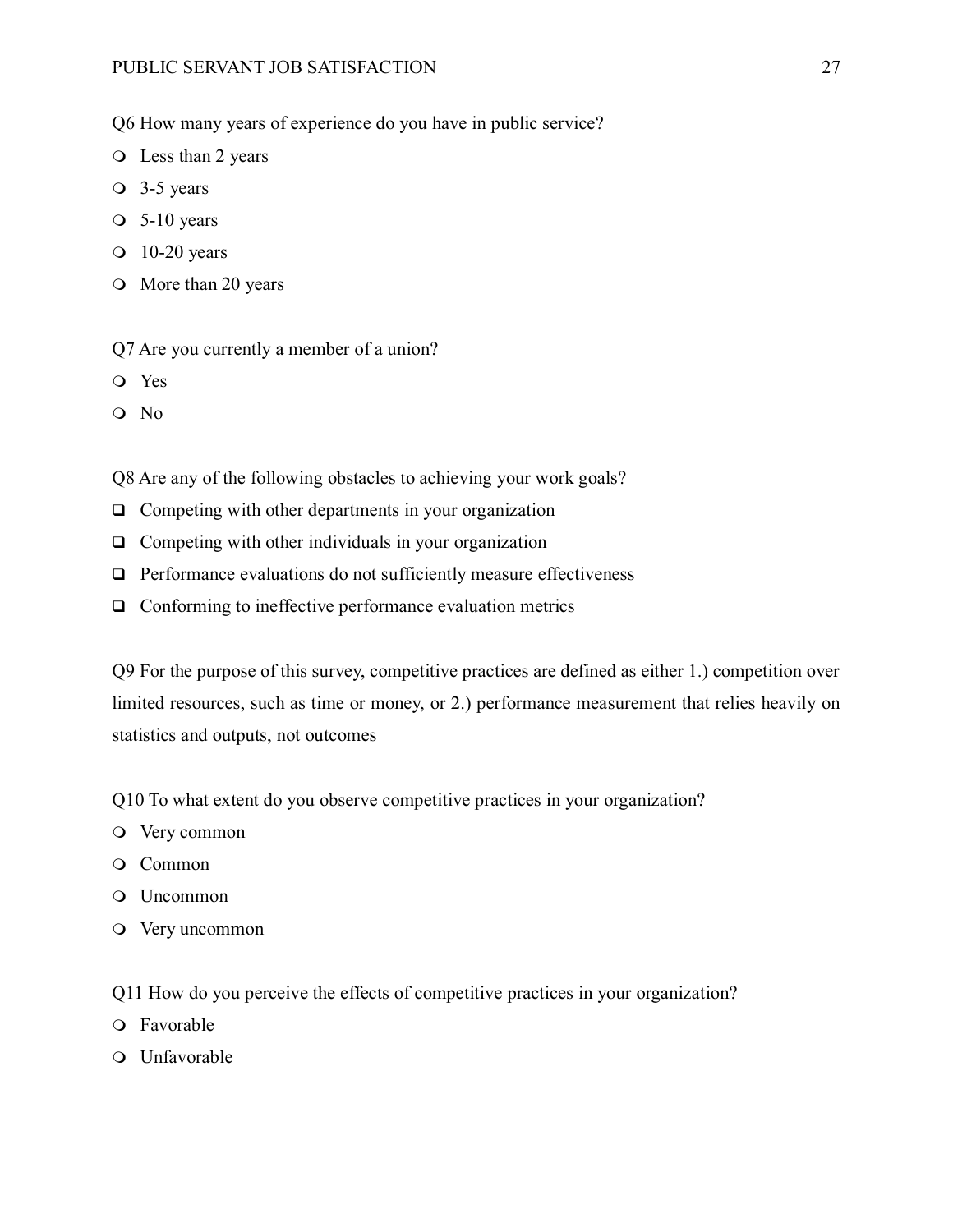Q6 How many years of experience do you have in public service?

- ❍ Less than 2 years
- ❍ 3-5 years
- ❍ 5-10 years
- ❍ 10-20 years
- ❍ More than 20 years

Q7 Are you currently a member of a union?

- ❍ Yes
- ❍ No

Q8 Are any of the following obstacles to achieving your work goals?

- ❑ Competing with other departments in your organization
- ❑ Competing with other individuals in your organization
- ❑ Performance evaluations do not sufficiently measure effectiveness
- ❑ Conforming to ineffective performance evaluation metrics

Q9 For the purpose of this survey, competitive practices are defined as either 1.) competition over limited resources, such as time or money, or 2.) performance measurement that relies heavily on statistics and outputs, not outcomes

Q10 To what extent do you observe competitive practices in your organization?

- ❍ Very common
- ❍ Common
- ❍ Uncommon
- ❍ Very uncommon

Q11 How do you perceive the effects of competitive practices in your organization?

- ❍ Favorable
- ❍ Unfavorable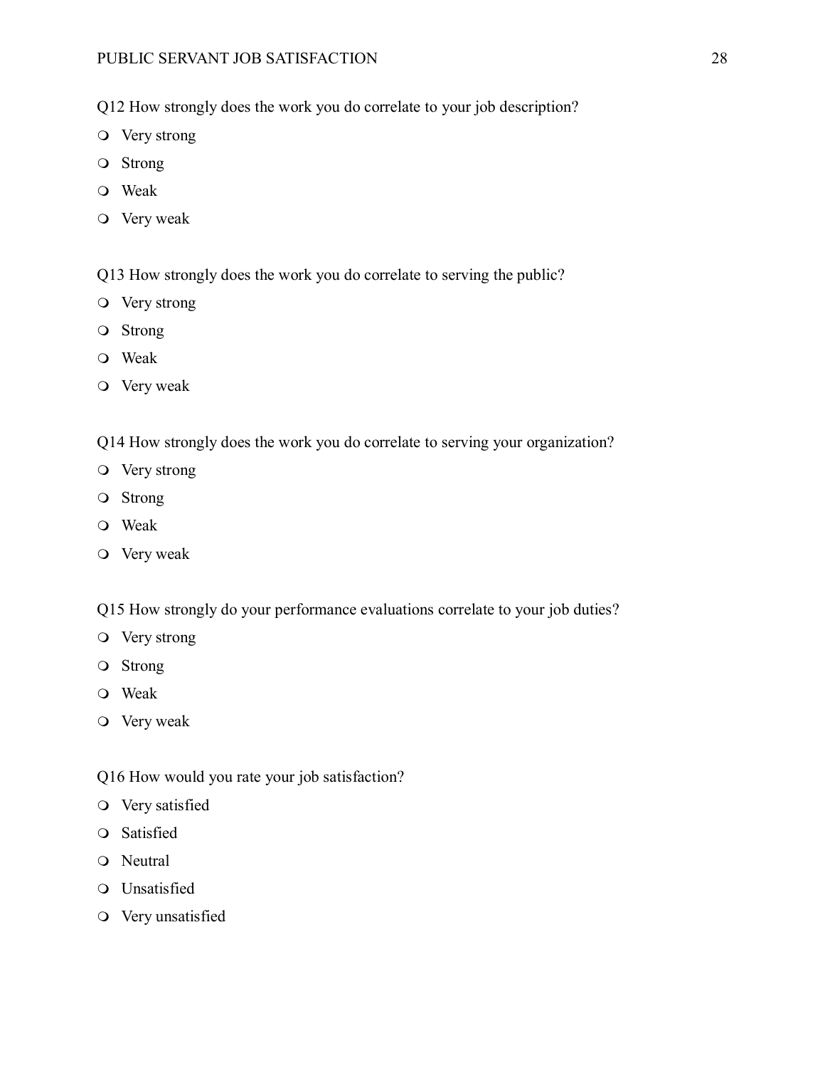Q12 How strongly does the work you do correlate to your job description?

- Very strong
- Strong
- Weak
- Very weak

Q13 How strongly does the work you do correlate to serving the public?

- Very strong
- Strong
- Weak
- Very weak

Q14 How strongly does the work you do correlate to serving your organization?

- Very strong
- Strong
- Weak
- Very weak

Q15 How strongly do your performance evaluations correlate to your job duties?

- Very strong
- Strong
- Weak
- Very weak

Q16 How would you rate your job satisfaction?

- Very satisfied
- Satisfied
- Neutral
- Unsatisfied
- Very unsatisfied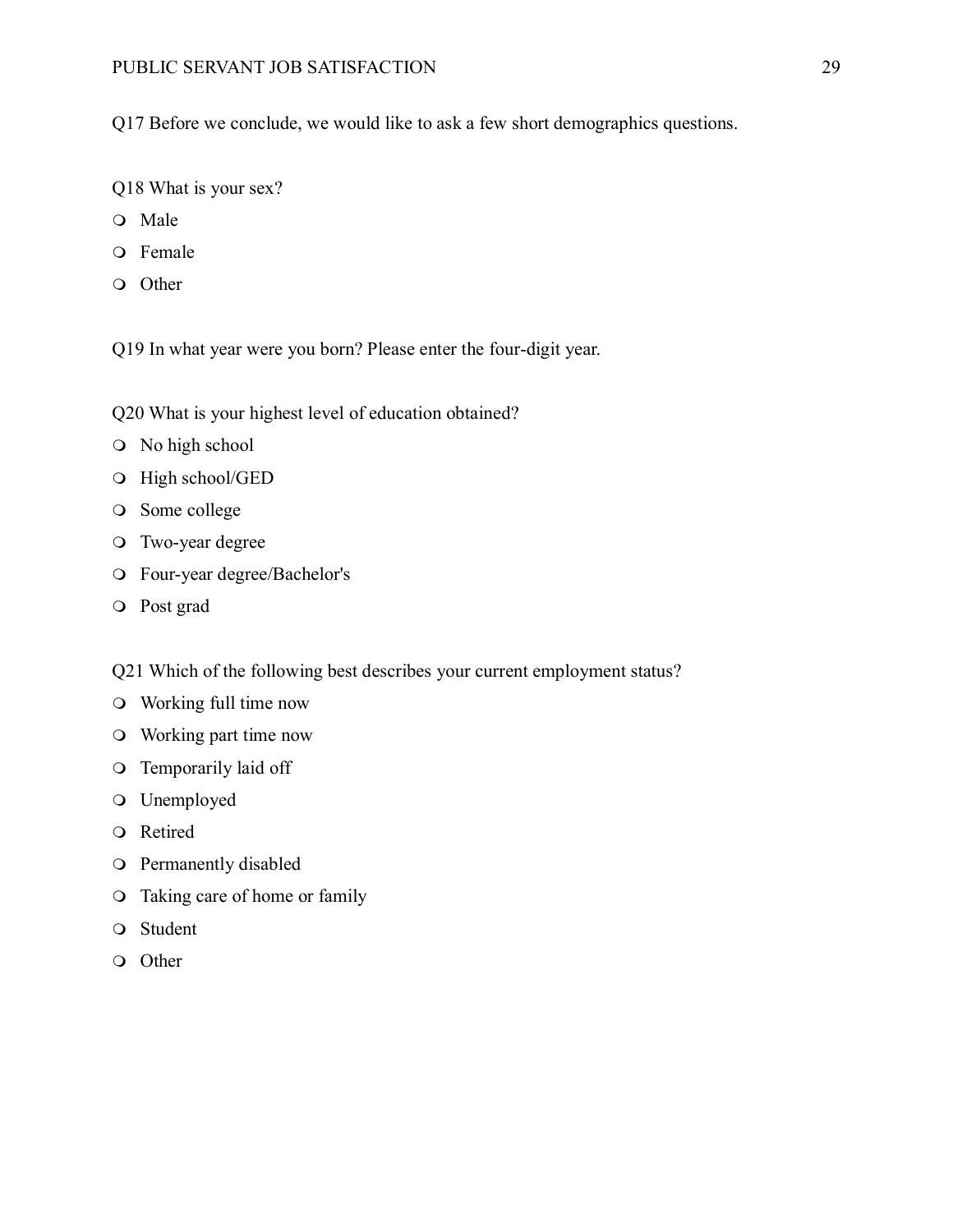Q17 Before we conclude, we would like to ask a few short demographics questions.

Q18 What is your sex?

- Male
- Female
- Other

Q19 In what year were you born? Please enter the four-digit year.

Q20 What is your highest level of education obtained?

- No high school
- High school/GED
- Some college
- Two-year degree
- Four-year degree/Bachelor's
- Post grad

Q21 Which of the following best describes your current employment status?

- Working full time now
- Working part time now
- Temporarily laid off
- Unemployed
- Retired
- Permanently disabled
- Taking care of home or family
- Student
- Other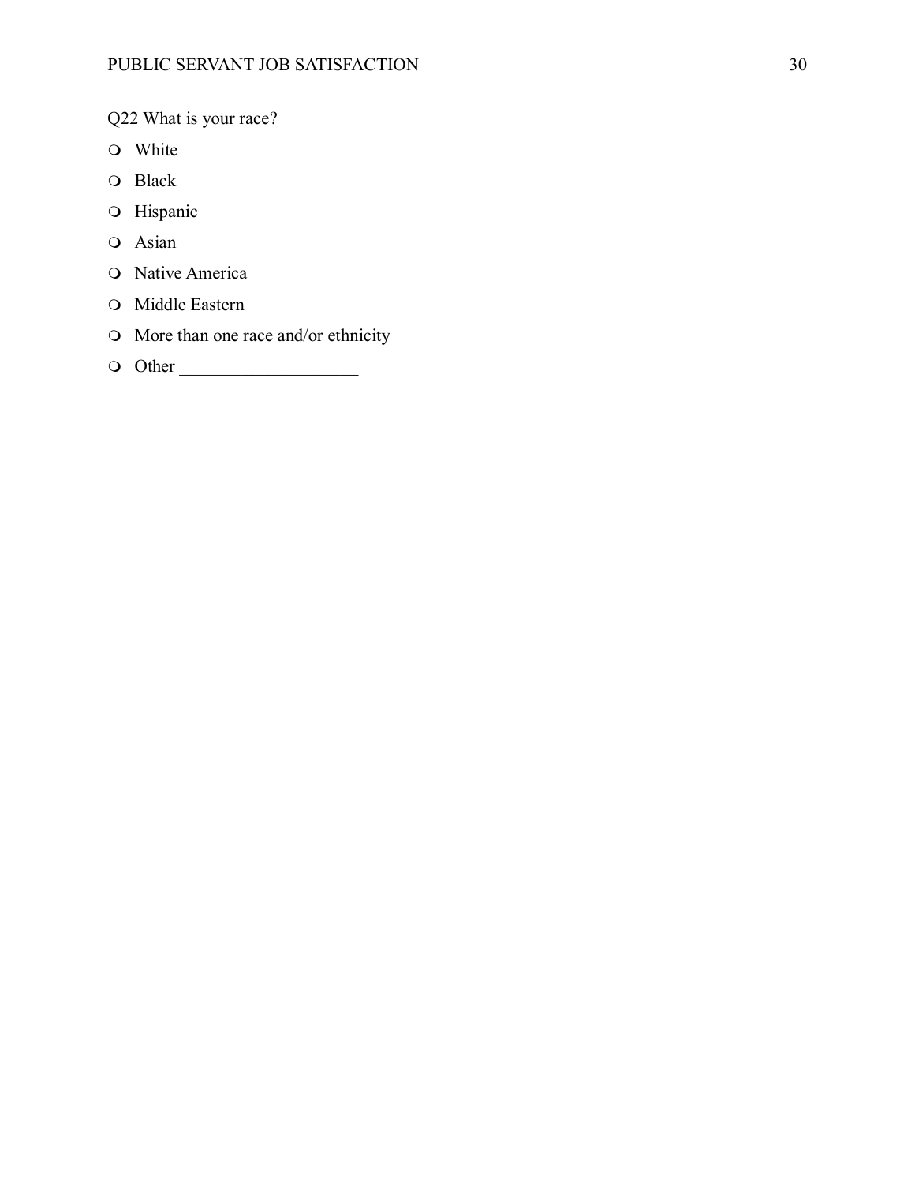Q22 What is your race?

- White
- Black
- Hispanic
- Asian
- Native America
- Middle Eastern
- More than one race and/or ethnicity
- Other ____________________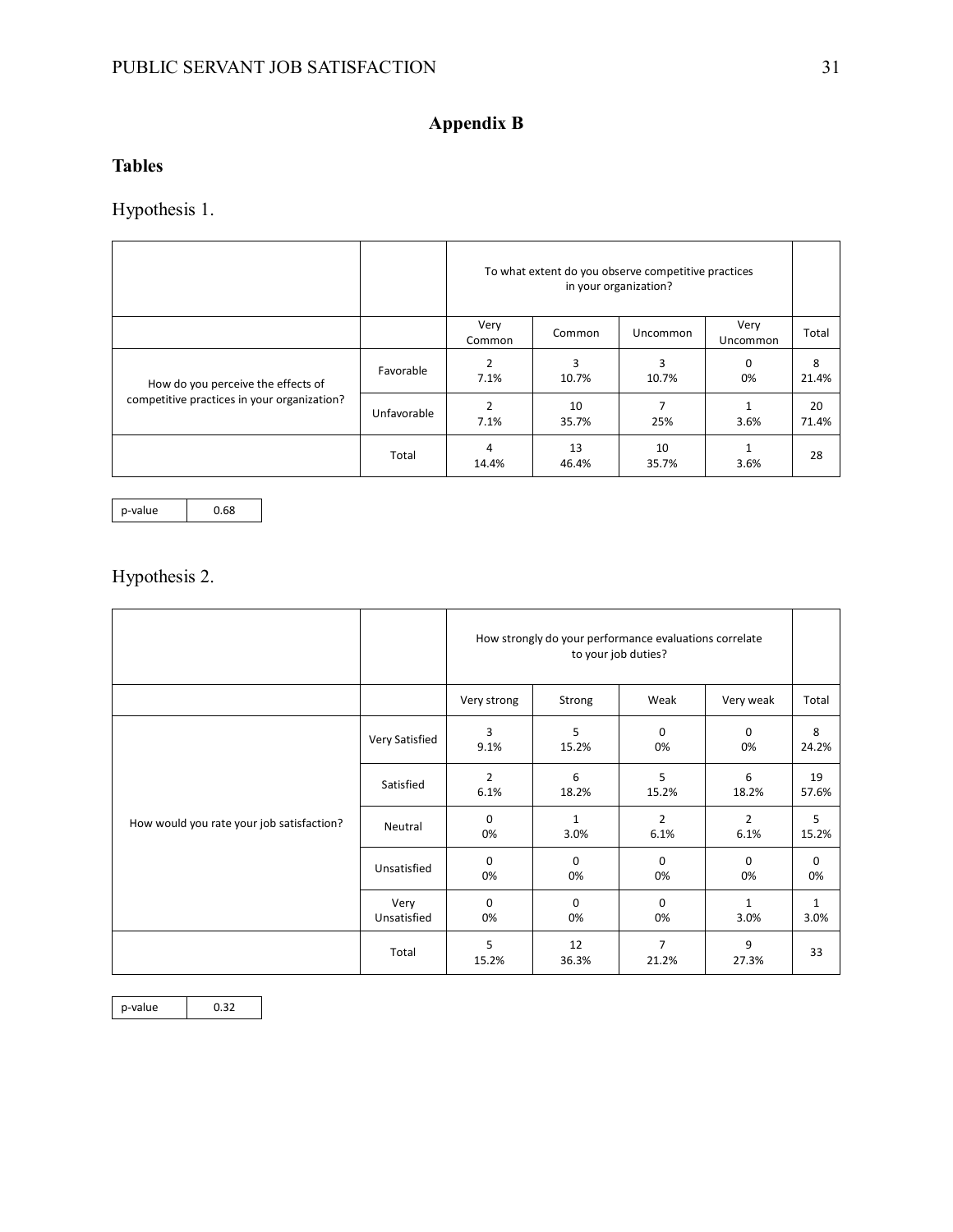# Appendix B

## Tables

### Hypothesis 1.

| | | To what extent do you observe competitive practices in your organization? | | | | |
|---|---|---|---|---|---|---|
| | | Very Common | Common | Uncommon | Very Uncommon | Total |
| How do you perceive the effects of competitive practices in your organization? | Favorable | 2<br>7.1% | 3<br>10.7% | 3<br>10.7% | 0<br>0% | 8<br>21.4% |
| | Unfavorable | 2<br>7.1% | 10<br>35.7% | 7<br>25% | 1<br>3.6% | 20<br>71.4% |
| | Total | 4<br>14.4% | 13<br>46.4% | 10<br>35.7% | 1<br>3.6% | 28 |

| p-value | 0.68 |
|---|---|

### Hypothesis 2.

| | | How strongly do your performance evaluations correlate to your job duties? | | | | |
|---|---|---|---|---|---|---|
| | | Very strong | Strong | Weak | Very weak | Total |
| How would you rate your job satisfaction? | Very Satisfied | 3<br>9.1% | 5<br>15.2% | 0<br>0% | 0<br>0% | 8<br>24.2% |
| | Satisfied | 2<br>6.1% | 6<br>18.2% | 5<br>15.2% | 6<br>18.2% | 19<br>57.6% |
| | Neutral | 0<br>0% | 1<br>3.0% | 2<br>6.1% | 2<br>6.1% | 5<br>15.2% |
| | Unsatisfied | 0<br>0% | 0<br>0% | 0<br>0% | 0<br>0% | 0<br>0% |
| | Very Unsatisfied | 0<br>0% | 0<br>0% | 0<br>0% | 1<br>3.0% | 1<br>3.0% |
| | Total | 5<br>15.2% | 12<br>36.3% | 7<br>21.2% | 9<br>27.3% | 33 |

| p-value | 0.32 |
|---|---|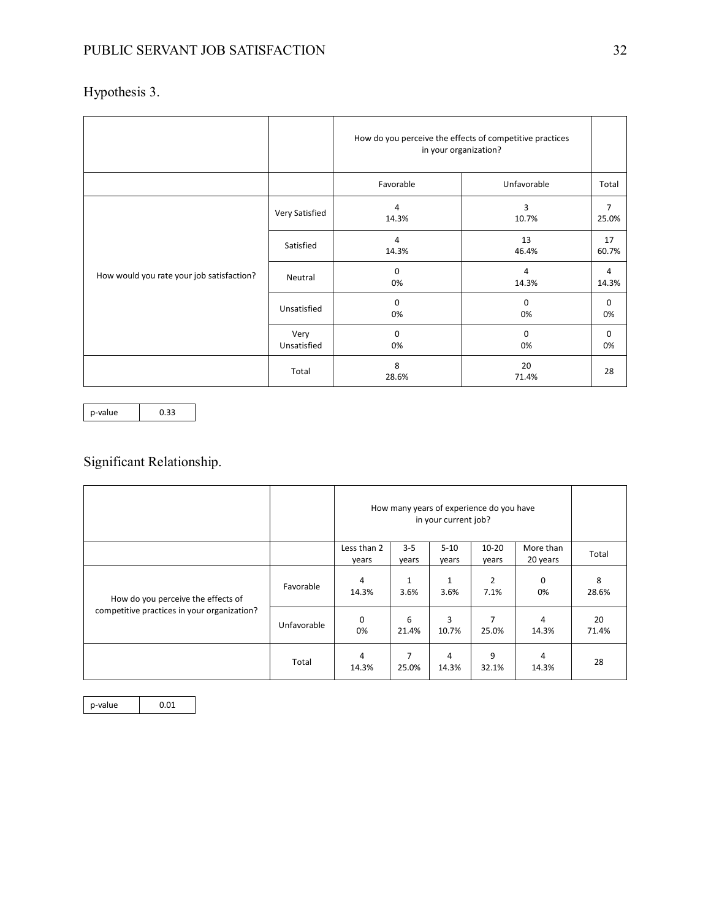Hypothesis 3.

| | | How do you perceive the effects of competitive practices in your organization? | | |
|---|---|---|---|---|
| | | Favorable | Unfavorable | Total |
| How would you rate your job satisfaction? | Very Satisfied | 4<br>14.3% | 3<br>10.7% | 7<br>25.0% |
| | Satisfied | 4<br>14.3% | 13<br>46.4% | 17<br>60.7% |
| | Neutral | 0<br>0% | 4<br>14.3% | 4<br>14.3% |
| | Unsatisfied | 0<br>0% | 0<br>0% | 0<br>0% |
| | Very Unsatisfied | 0<br>0% | 0<br>0% | 0<br>0% |
| | Total | 8<br>28.6% | 20<br>71.4% | 28 |

| p-value | 0.33 |
|---|---|

Significant Relationship.

| | | How many years of experience do you have in your current job? | | | | | |
|---|---|---|---|---|---|---|---|
| | | Less than 2 years | 3-5 years | 5-10 years | 10-20 years | More than 20 years | Total |
| How do you perceive the effects of competitive practices in your organization? | Favorable | 4<br>14.3% | 1<br>3.6% | 1<br>3.6% | 2<br>7.1% | 0<br>0% | 8<br>28.6% |
| | Unfavorable | 0<br>0% | 6<br>21.4% | 3<br>10.7% | 7<br>25.0% | 4<br>14.3% | 20<br>71.4% |
| | Total | 4<br>14.3% | 7<br>25.0% | 4<br>14.3% | 9<br>32.1% | 4<br>14.3% | 28 |

| p-value | 0.01 |
|---|---|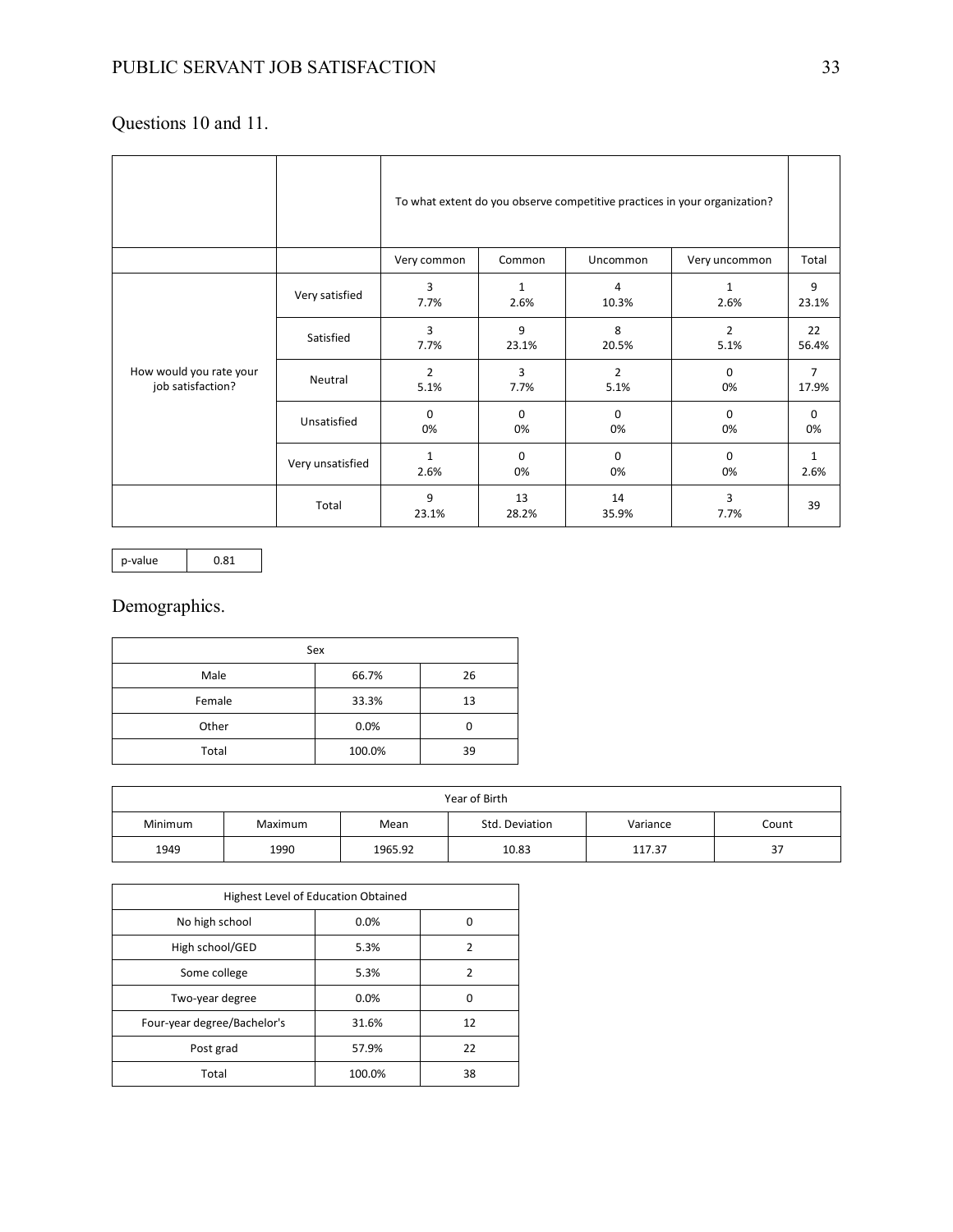Questions 10 and 11.

| | | To what extent do you observe competitive practices in your organization? | | | | |
|---|---|---|---|---|---|---|
| | | Very common | Common | Uncommon | Very uncommon | Total |
| How would you rate your job satisfaction? | Very satisfied | 3<br>7.7% | 1<br>2.6% | 4<br>10.3% | 1<br>2.6% | 9<br>23.1% |
| | Satisfied | 3<br>7.7% | 9<br>23.1% | 8<br>20.5% | 2<br>5.1% | 22<br>56.4% |
| | Neutral | 2<br>5.1% | 3<br>7.7% | 2<br>5.1% | 0<br>0% | 7<br>17.9% |
| | Unsatisfied | 0<br>0% | 0<br>0% | 0<br>0% | 0<br>0% | 0<br>0% |
| | Very unsatisfied | 1<br>2.6% | 0<br>0% | 0<br>0% | 0<br>0% | 1<br>2.6% |
| | Total | 9<br>23.1% | 13<br>28.2% | 14<br>35.9% | 3<br>7.7% | 39 |

| p-value | 0.81 |
|---|---|

Demographics.

| Sex | | |
|---|---|---|
| Male | 66.7% | 26 |
| Female | 33.3% | 13 |
| Other | 0.0% | 0 |
| Total | 100.0% | 39 |

| Year of Birth | | | | | |
|---|---|---|---|---|---|
| Minimum | Maximum | Mean | Std. Deviation | Variance | Count |
| 1949 | 1990 | 1965.92 | 10.83 | 117.37 | 37 |

| Highest Level of Education Obtained | | |
|---|---|---|
| No high school | 0.0% | 0 |
| High school/GED | 5.3% | 2 |
| Some college | 5.3% | 2 |
| Two-year degree | 0.0% | 0 |
| Four-year degree/Bachelor's | 31.6% | 12 |
| Post grad | 57.9% | 22 |
| Total | 100.0% | 38 |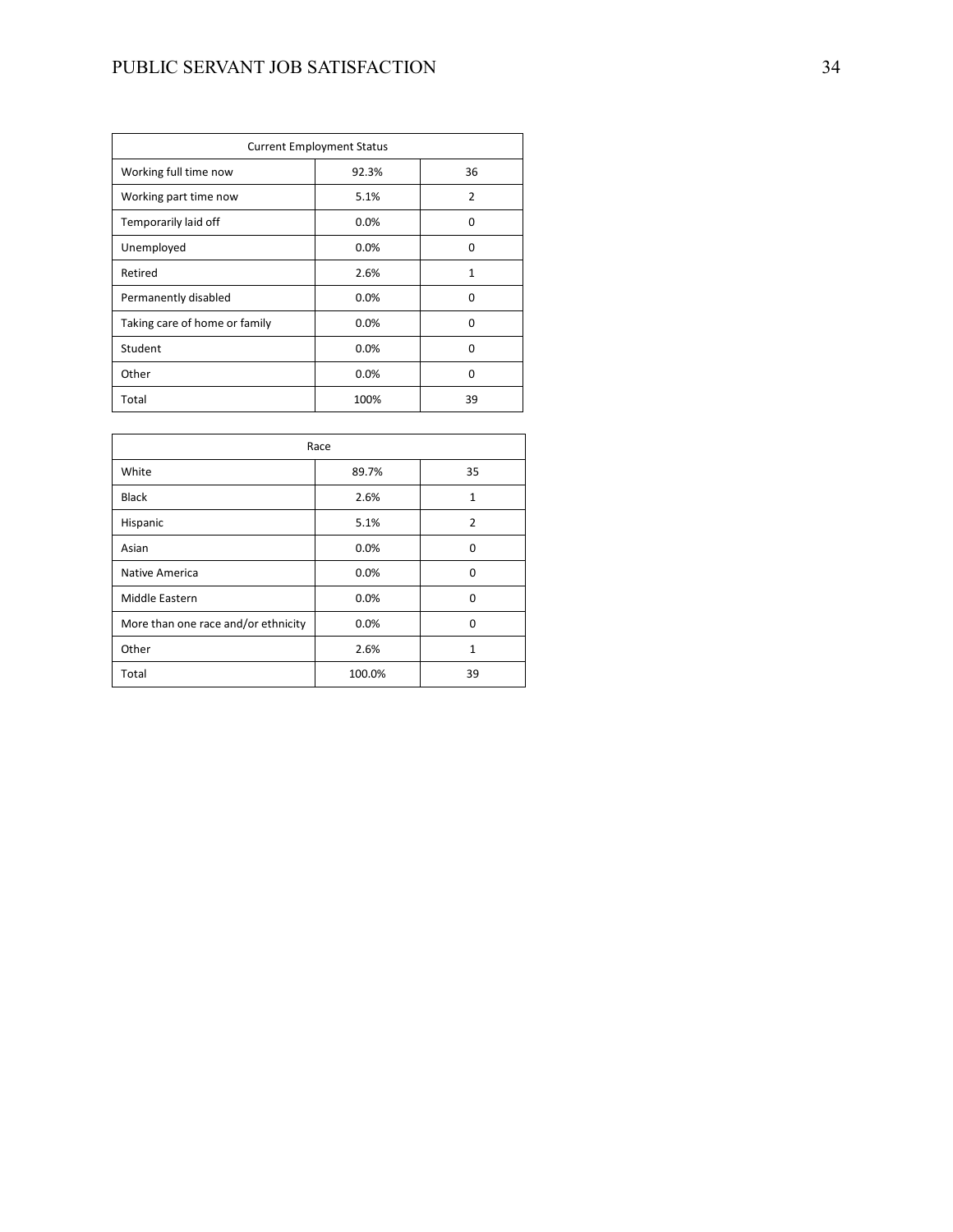| Current Employment Status | | |
|---|---|---|
| Working full time now | 92.3% | 36 |
| Working part time now | 5.1% | 2 |
| Temporarily laid off | 0.0% | 0 |
| Unemployed | 0.0% | 0 |
| Retired | 2.6% | 1 |
| Permanently disabled | 0.0% | 0 |
| Taking care of home or family | 0.0% | 0 |
| Student | 0.0% | 0 |
| Other | 0.0% | 0 |
| Total | 100% | 39 |

| Race | | |
|---|---|---|
| White | 89.7% | 35 |
| Black | 2.6% | 1 |
| Hispanic | 5.1% | 2 |
| Asian | 0.0% | 0 |
| Native America | 0.0% | 0 |
| Middle Eastern | 0.0% | 0 |
| More than one race and/or ethnicity | 0.0% | 0 |
| Other | 2.6% | 1 |
| Total | 100.0% | 39 |